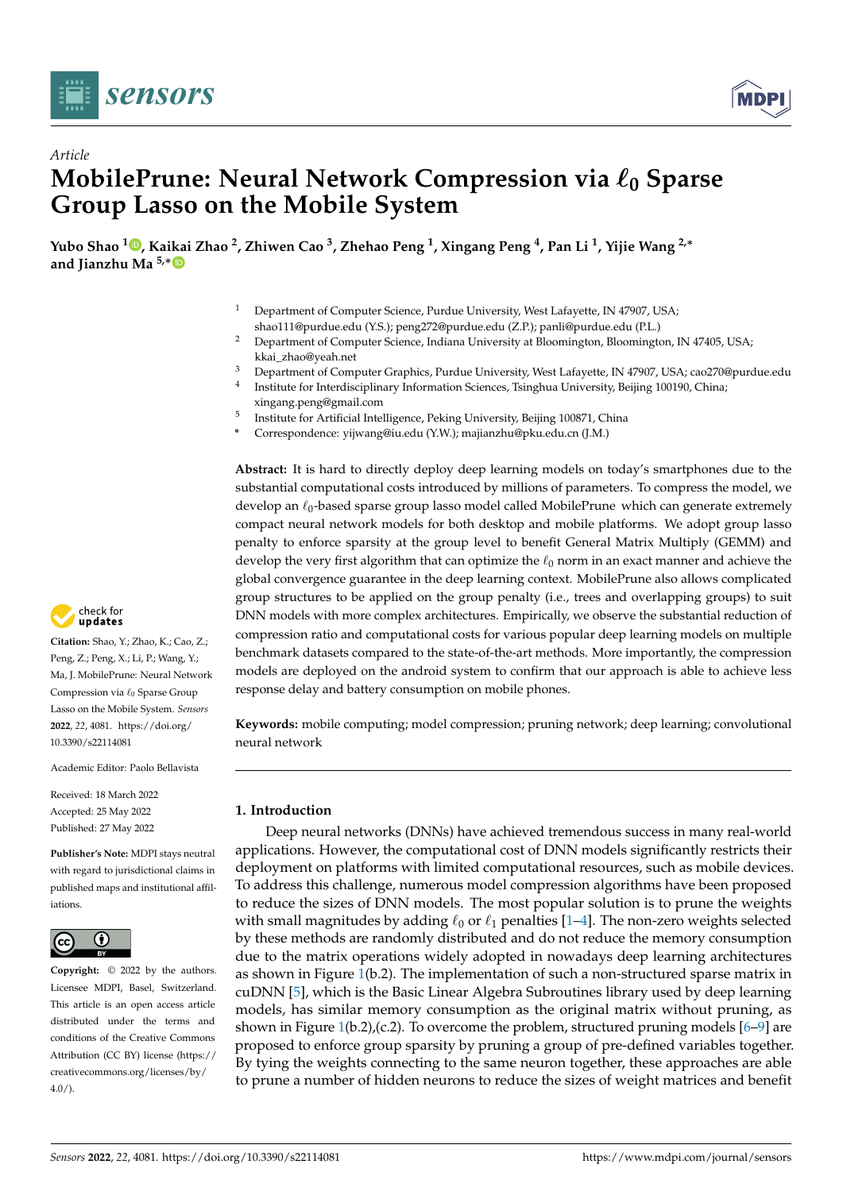*Article*

# MobilePrune: Neural Network Compression via $\ell_0$ Sparse Group Lasso on the Mobile System

**Yubo Shao [1], Kaikai Zhao [2], Zhiwen Cao [3], Zhehao Peng [1], Xingang Peng [4], Pan Li [1], Yijie Wang [2,*] and Jianzhu Ma [5,*]**

1. Department of Computer Science, Purdue University, West Lafayette, IN 47907, USA; shao111@purdue.edu (Y.S.); peng272@purdue.edu (Z.P.); panli@purdue.edu (P.L.)
2. Department of Computer Science, Indiana University at Bloomington, Bloomington, IN 47405, USA; kkai_zhao@yeah.net
3. Department of Computer Graphics, Purdue University, West Lafayette, IN 47907, USA; cao270@purdue.edu
4. Institute for Interdisciplinary Information Sciences, Tsinghua University, Beijing 100190, China; xingang.peng@gmail.com
5. Institute for Artificial Intelligence, Peking University, Beijing 100871, China

\* Correspondence: yijwang@iu.edu (Y.W.); majianzhu@pku.edu.cn (J.M.)

**Abstract:** It is hard to directly deploy deep learning models on today's smartphones due to the substantial computational costs introduced by millions of parameters. To compress the model, we develop an $\ell_0$-based sparse group lasso model called MobilePrune which can generate extremely compact neural network models for both desktop and mobile platforms. We adopt group lasso penalty to enforce sparsity at the group level to benefit General Matrix Multiply (GEMM) and develop the very first algorithm that can optimize the $\ell_0$ norm in an exact manner and achieve the global convergence guarantee in the deep learning context. MobilePrune also allows complicated group structures to be applied on the group penalty (i.e., trees and overlapping groups) to suit DNN models with more complex architectures. Empirically, we observe the substantial reduction of compression ratio and computational costs for various popular deep learning models on multiple benchmark datasets compared to the state-of-the-art methods. More importantly, the compression models are deployed on the android system to confirm that our approach is able to achieve less response delay and battery consumption on mobile phones.

**Keywords:** mobile computing; model compression; pruning network; deep learning; convolutional neural network

**Citation:** Shao, Y.; Zhao, K.; Cao, Z.; Peng, Z.; Peng, X.; Li, P.; Wang, Y.; Ma, J. MobilePrune: Neural Network Compression via $\ell_0$ Sparse Group Lasso on the Mobile System. *Sensors* **2022**, *22*, 4081. https://doi.org/10.3390/s22114081

Academic Editor: Paolo Bellavista

Received: 18 March 2022
Accepted: 25 May 2022
Published: 27 May 2022

**Publisher's Note:** MDPI stays neutral with regard to jurisdictional claims in published maps and institutional affiliations.

**Copyright:** © 2022 by the authors. Licensee MDPI, Basel, Switzerland. This article is an open access article distributed under the terms and conditions of the Creative Commons Attribution (CC BY) license (https://creativecommons.org/licenses/by/4.0/).

## 1. Introduction

Deep neural networks (DNNs) have achieved tremendous success in many real-world applications. However, the computational cost of DNN models significantly restricts their deployment on platforms with limited computational resources, such as mobile devices. To address this challenge, numerous model compression algorithms have been proposed to reduce the sizes of DNN models. The most popular solution is to prune the weights with small magnitudes by adding $\ell_0$ or $\ell_1$ penalties [1–4]. The non-zero weights selected by these methods are randomly distributed and do not reduce the memory consumption due to the matrix operations widely adopted in nowadays deep learning architectures as shown in Figure 1(b.2). The implementation of such a non-structured sparse matrix in cuDNN [5], which is the Basic Linear Algebra Subroutines library used by deep learning models, has similar memory consumption as the original matrix without pruning, as shown in Figure 1(b.2),(c.2). To overcome the problem, structured pruning models [6–9] are proposed to enforce group sparsity by pruning a group of pre-defined variables together. By tying the weights connecting to the same neuron together, these approaches are able to prune a number of hidden neurons to reduce the sizes of weight matrices and benefit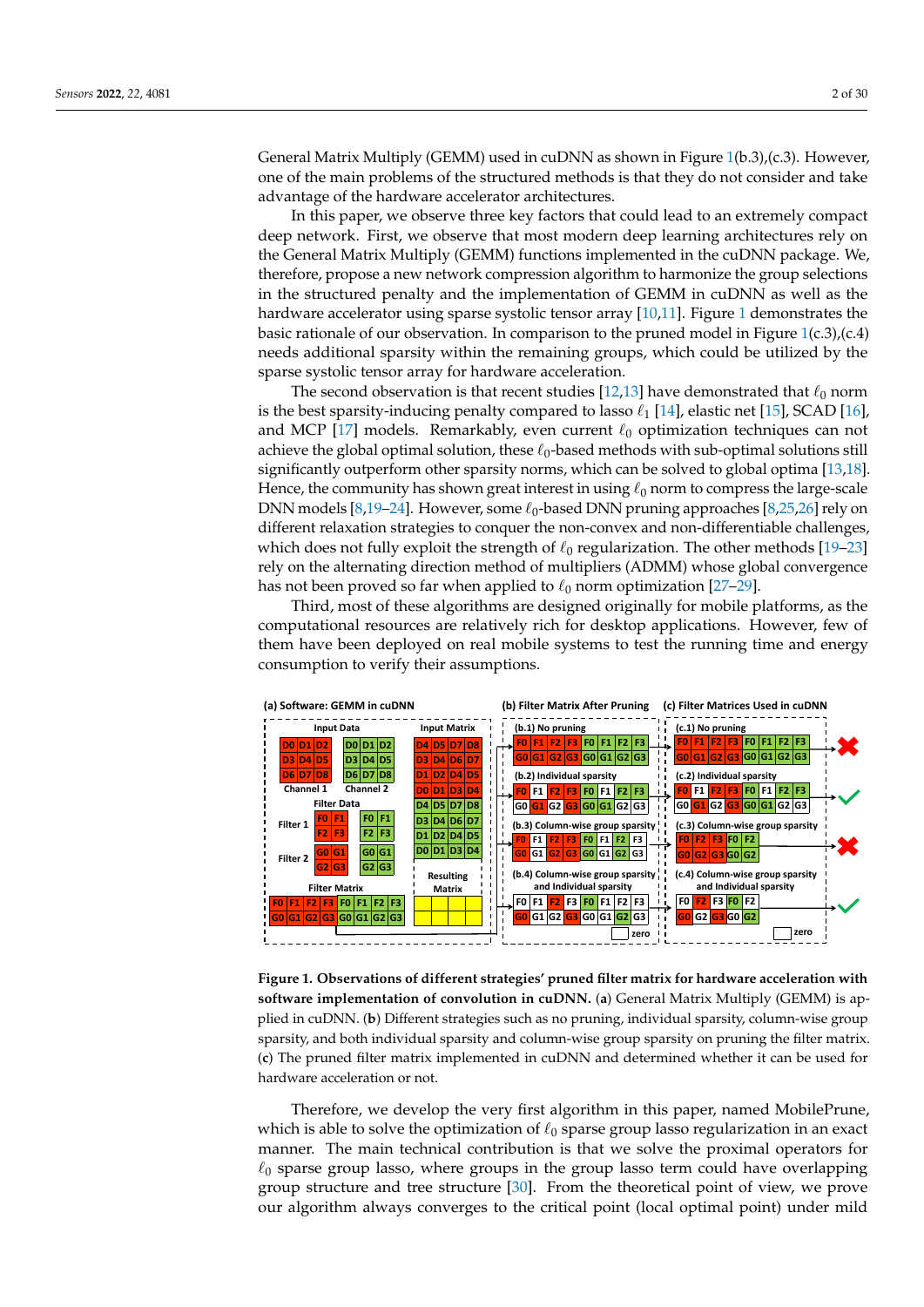General Matrix Multiply (GEMM) used in cuDNN as shown in Figure 1(b.3),(c.3). However, one of the main problems of the structured methods is that they do not consider and take advantage of the hardware accelerator architectures.

In this paper, we observe three key factors that could lead to an extremely compact deep network. First, we observe that most modern deep learning architectures rely on the General Matrix Multiply (GEMM) functions implemented in the cuDNN package. We, therefore, propose a new network compression algorithm to harmonize the group selections in the structured penalty and the implementation of GEMM in cuDNN as well as the hardware accelerator using sparse systolic tensor array [10,11]. Figure 1 demonstrates the basic rationale of our observation. In comparison to the pruned model in Figure 1(c.3),(c.4) needs additional sparsity within the remaining groups, which could be utilized by the sparse systolic tensor array for hardware acceleration.

The second observation is that recent studies [12,13] have demonstrated that $\ell_0$ norm is the best sparsity-inducing penalty compared to lasso $\ell_1$ [14], elastic net [15], SCAD [16], and MCP [17] models. Remarkably, even current $\ell_0$ optimization techniques can not achieve the global optimal solution, these $\ell_0$-based methods with sub-optimal solutions still significantly outperform other sparsity norms, which can be solved to global optima [13,18]. Hence, the community has shown great interest in using $\ell_0$ norm to compress the large-scale DNN models [8,19–24]. However, some $\ell_0$-based DNN pruning approaches [8,25,26] rely on different relaxation strategies to conquer the non-convex and non-differentiable challenges, which does not fully exploit the strength of $\ell_0$ regularization. The other methods [19–23] rely on the alternating direction method of multipliers (ADMM) whose global convergence has not been proved so far when applied to $\ell_0$ norm optimization [27–29].

Third, most of these algorithms are designed originally for mobile platforms, as the computational resources are relatively rich for desktop applications. However, few of them have been deployed on real mobile systems to test the running time and energy consumption to verify their assumptions.

**Figure 1. Observations of different strategies' pruned filter matrix for hardware acceleration with software implementation of convolution in cuDNN.** (**a**) General Matrix Multiply (GEMM) is applied in cuDNN. (**b**) Different strategies such as no pruning, individual sparsity, column-wise group sparsity, and both individual sparsity and column-wise group sparsity on pruning the filter matrix. (**c**) The pruned filter matrix implemented in cuDNN and determined whether it can be used for hardware acceleration or not.

Therefore, we develop the very first algorithm in this paper, named MobilePrune, which is able to solve the optimization of $\ell_0$ sparse group lasso regularization in an exact manner. The main technical contribution is that we solve the proximal operators for $\ell_0$ sparse group lasso, where groups in the group lasso term could have overlapping group structure and tree structure [30]. From the theoretical point of view, we prove our algorithm always converges to the critical point (local optimal point) under mild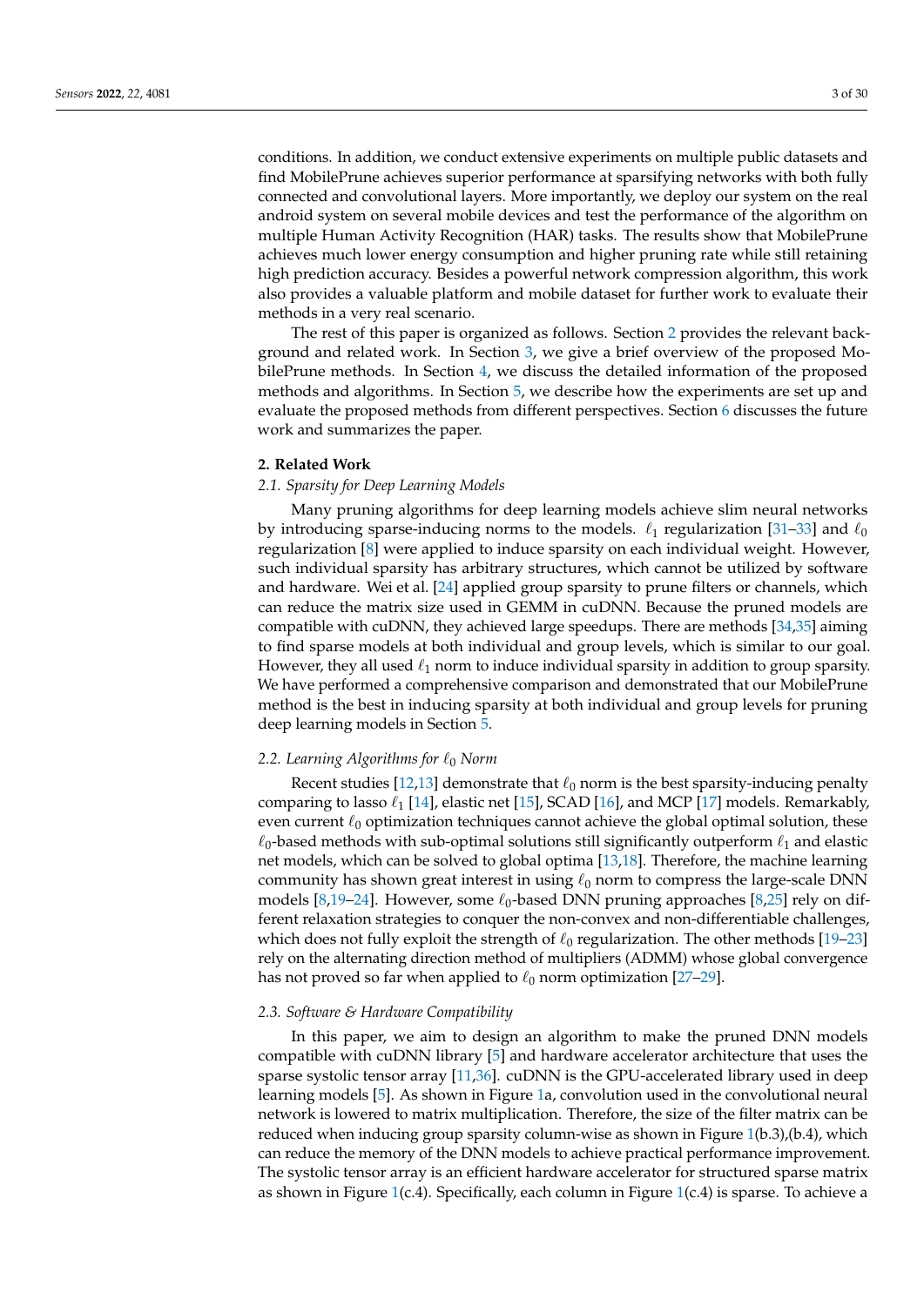conditions. In addition, we conduct extensive experiments on multiple public datasets and find MobilePrune achieves superior performance at sparsifying networks with both fully connected and convolutional layers. More importantly, we deploy our system on the real android system on several mobile devices and test the performance of the algorithm on multiple Human Activity Recognition (HAR) tasks. The results show that MobilePrune achieves much lower energy consumption and higher pruning rate while still retaining high prediction accuracy. Besides a powerful network compression algorithm, this work also provides a valuable platform and mobile dataset for further work to evaluate their methods in a very real scenario.

The rest of this paper is organized as follows. Section 2 provides the relevant background and related work. In Section 3, we give a brief overview of the proposed MobilePrune methods. In Section 4, we discuss the detailed information of the proposed methods and algorithms. In Section 5, we describe how the experiments are set up and evaluate the proposed methods from different perspectives. Section 6 discusses the future work and summarizes the paper.

## 2. Related Work

### 2.1. Sparsity for Deep Learning Models

Many pruning algorithms for deep learning models achieve slim neural networks by introducing sparse-inducing norms to the models. $\ell_1$ regularization [31–33] and $\ell_0$ regularization [8] were applied to induce sparsity on each individual weight. However, such individual sparsity has arbitrary structures, which cannot be utilized by software and hardware. Wei et al. [24] applied group sparsity to prune filters or channels, which can reduce the matrix size used in GEMM in cuDNN. Because the pruned models are compatible with cuDNN, they achieved large speedups. There are methods [34,35] aiming to find sparse models at both individual and group levels, which is similar to our goal. However, they all used $\ell_1$ norm to induce individual sparsity in addition to group sparsity. We have performed a comprehensive comparison and demonstrated that our MobilePrune method is the best in inducing sparsity at both individual and group levels for pruning deep learning models in Section 5.

### 2.2. Learning Algorithms for $\ell_0$ Norm

Recent studies [12,13] demonstrate that $\ell_0$ norm is the best sparsity-inducing penalty comparing to lasso $\ell_1$ [14], elastic net [15], SCAD [16], and MCP [17] models. Remarkably, even current $\ell_0$ optimization techniques cannot achieve the global optimal solution, these $\ell_0$-based methods with sub-optimal solutions still significantly outperform $\ell_1$ and elastic net models, which can be solved to global optima [13,18]. Therefore, the machine learning community has shown great interest in using $\ell_0$ norm to compress the large-scale DNN models [8,19–24]. However, some $\ell_0$-based DNN pruning approaches [8,25] rely on different relaxation strategies to conquer the non-convex and non-differentiable challenges, which does not fully exploit the strength of $\ell_0$ regularization. The other methods [19–23] rely on the alternating direction method of multipliers (ADMM) whose global convergence has not proved so far when applied to $\ell_0$ norm optimization [27–29].

### 2.3. Software & Hardware Compatibility

In this paper, we aim to design an algorithm to make the pruned DNN models compatible with cuDNN library [5] and hardware accelerator architecture that uses the sparse systolic tensor array [11,36]. cuDNN is the GPU-accelerated library used in deep learning models [5]. As shown in Figure 1a, convolution used in the convolutional neural network is lowered to matrix multiplication. Therefore, the size of the filter matrix can be reduced when inducing group sparsity column-wise as shown in Figure 1(b.3),(b.4), which can reduce the memory of the DNN models to achieve practical performance improvement. The systolic tensor array is an efficient hardware accelerator for structured sparse matrix as shown in Figure 1(c.4). Specifically, each column in Figure 1(c.4) is sparse. To achieve a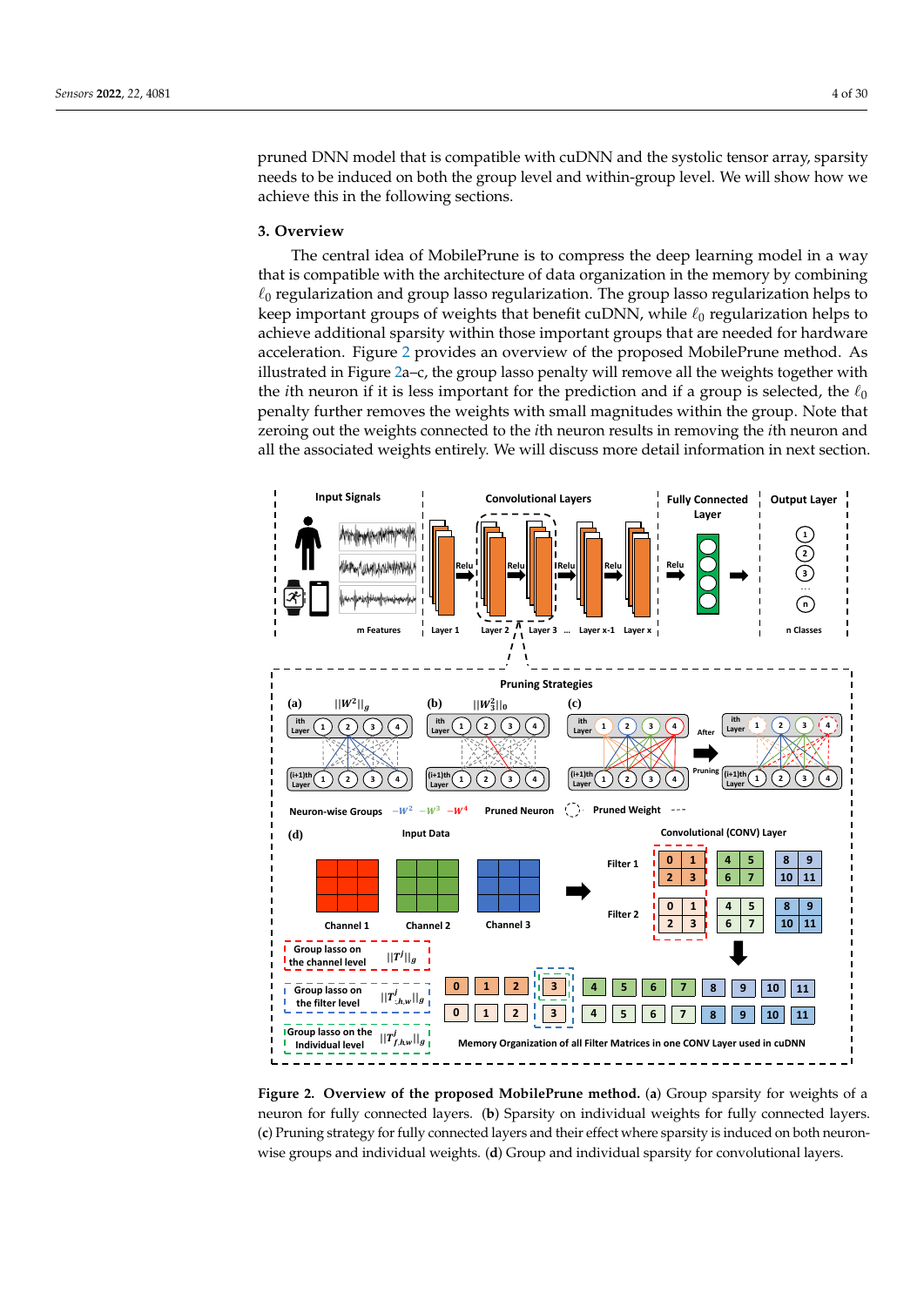pruned DNN model that is compatible with cuDNN and the systolic tensor array, sparsity needs to be induced on both the group level and within-group level. We will show how we achieve this in the following sections.

## 3. Overview

The central idea of MobilePrune is to compress the deep learning model in a way that is compatible with the architecture of data organization in the memory by combining $\ell_0$ regularization and group lasso regularization. The group lasso regularization helps to keep important groups of weights that benefit cuDNN, while $\ell_0$ regularization helps to achieve additional sparsity within those important groups that are needed for hardware acceleration. Figure 2 provides an overview of the proposed MobilePrune method. As illustrated in Figure 2a–c, the group lasso penalty will remove all the weights together with the $i$th neuron if it is less important for the prediction and if a group is selected, the $\ell_0$ penalty further removes the weights with small magnitudes within the group. Note that zeroing out the weights connected to the $i$th neuron results in removing the $i$th neuron and all the associated weights entirely. We will discuss more detail information in next section.

**Figure 2. Overview of the proposed MobilePrune method.** (**a**) Group sparsity for weights of a neuron for fully connected layers. (**b**) Sparsity on individual weights for fully connected layers. (**c**) Pruning strategy for fully connected layers and their effect where sparsity is induced on both neuron-wise groups and individual weights. (**d**) Group and individual sparsity for convolutional layers.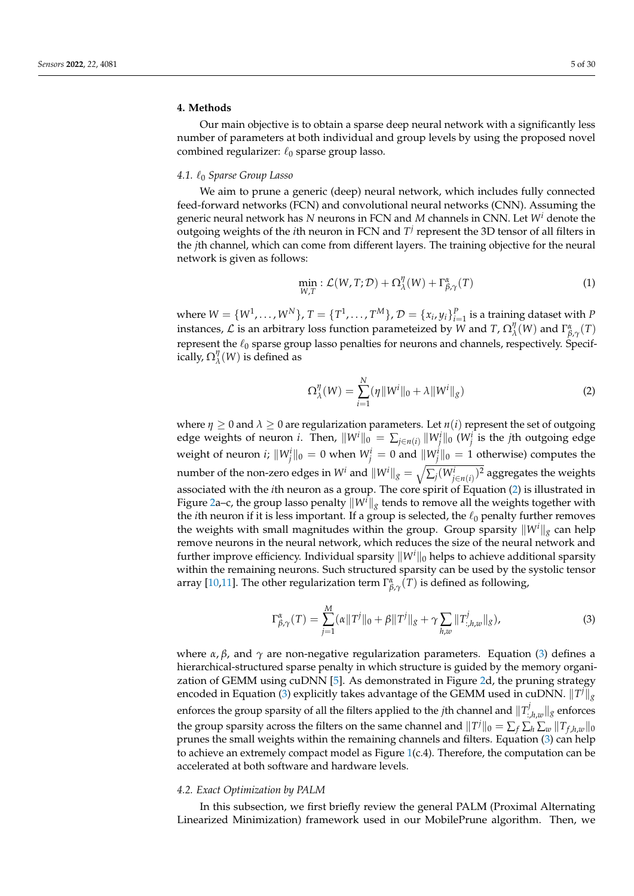## 4. Methods

Our main objective is to obtain a sparse deep neural network with a significantly less number of parameters at both individual and group levels by using the proposed novel combined regularizer: $\ell_0$ sparse group lasso.

### 4.1. $\ell_0$ Sparse Group Lasso

We aim to prune a generic (deep) neural network, which includes fully connected feed-forward networks (FCN) and convolutional neural networks (CNN). Assuming the generic neural network has $N$ neurons in FCN and $M$ channels in CNN. Let $W^i$ denote the outgoing weights of the $i$th neuron in FCN and $T^j$ represent the 3D tensor of all filters in the $j$th channel, which can come from different layers. The training objective for the neural network is given as follows:

$$\min_{W,T} : \mathcal{L}(W, T; \mathcal{D}) + \Omega_\lambda^\eta(W) + \Gamma_{\beta,\gamma}^\alpha(T) \tag{1}$$

where $W = \{W^1, \ldots, W^N\}$, $T = \{T^1, \ldots, T^M\}$, $\mathcal{D} = \{x_i, y_i\}_{i=1}^P$ is a training dataset with $P$ instances, $\mathcal{L}$ is an arbitrary loss function parameteized by $W$ and $T$, $\Omega_\lambda^\eta(W)$ and $\Gamma_{\beta,\gamma}^\alpha(T)$ represent the $\ell_0$ sparse group lasso penalties for neurons and channels, respectively. Specifically, $\Omega_\lambda^\eta(W)$ is defined as

$$\Omega_\lambda^\eta(W) = \sum_{i=1}^N (\eta \|W^i\|_0 + \lambda \|W^i\|_g) \tag{2}$$

where $\eta \geq 0$ and $\lambda \geq 0$ are regularization parameters. Let $n(i)$ represent the set of outgoing edge weights of neuron $i$. Then, $\|W^i\|_0 = \sum_{j \in n(i)} \|W_j^i\|_0$ ($W_j^i$ is the $j$th outgoing edge weight of neuron $i$; $\|W_j^i\|_0 = 0$ when $W_j^i = 0$ and $\|W_j^i\|_0 = 1$ otherwise) computes the number of the non-zero edges in $W^i$ and $\|W^i\|_g = \sqrt{\sum_j (W_{j \in n(i)}^i)^2}$ aggregates the weights associated with the $i$th neuron as a group. The core spirit of Equation (2) is illustrated in Figure 2a–c, the group lasso penalty $\|W^i\|_g$ tends to remove all the weights together with the $i$th neuron if it is less important. If a group is selected, the $\ell_0$ penalty further removes the weights with small magnitudes within the group. Group sparsity $\|W^i\|_g$ can help remove neurons in the neural network, which reduces the size of the neural network and further improve efficiency. Individual sparsity $\|W^i\|_0$ helps to achieve additional sparsity within the remaining neurons. Such structured sparsity can be used by the systolic tensor array [10,11]. The other regularization term $\Gamma_{\beta,\gamma}^\alpha(T)$ is defined as following,

$$\Gamma_{\beta,\gamma}^\alpha(T) = \sum_{j=1}^M (\alpha \|T^j\|_0 + \beta \|T^j\|_g + \gamma \sum_{h,w} \|T_{:,h,w}^j\|_g), \tag{3}$$

where $\alpha, \beta$, and $\gamma$ are non-negative regularization parameters. Equation (3) defines a hierarchical-structured sparse penalty in which structure is guided by the memory organization of GEMM using cuDNN [5]. As demonstrated in Figure 2d, the pruning strategy encoded in Equation (3) explicitly takes advantage of the GEMM used in cuDNN. $\|T^j\|_g$ enforces the group sparsity of all the filters applied to the $j$th channel and $\|T_{:,h,w}^j\|_g$ enforces the group sparsity across the filters on the same channel and $\|T^j\|_0 = \sum_f \sum_h \sum_w \|T_{f,h,w}\|_0$ prunes the small weights within the remaining channels and filters. Equation (3) can help to achieve an extremely compact model as Figure 1(c.4). Therefore, the computation can be accelerated at both software and hardware levels.

### 4.2. Exact Optimization by PALM

In this subsection, we first briefly review the general PALM (Proximal Alternating Linearized Minimization) framework used in our MobilePrune algorithm. Then, we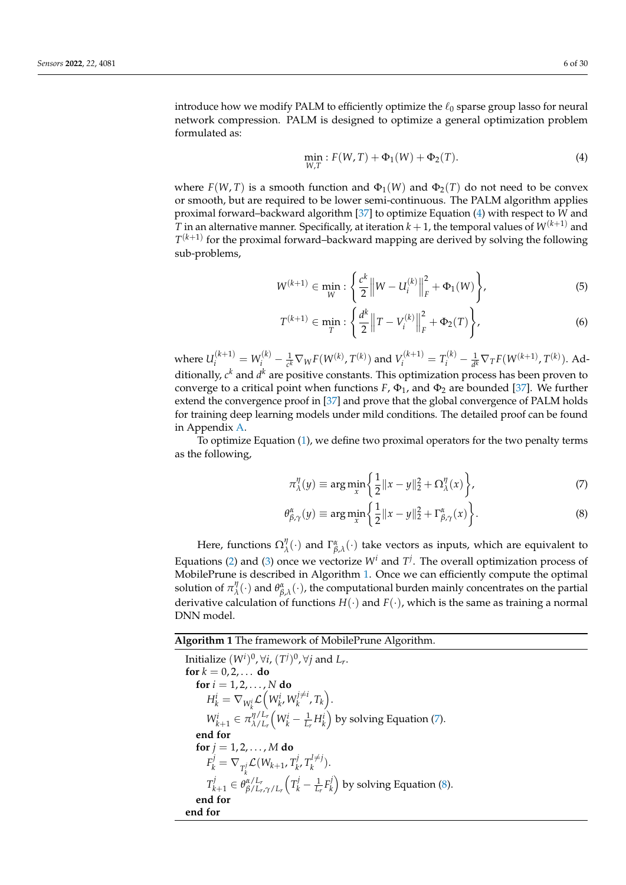introduce how we modify PALM to efficiently optimize the $\ell_0$ sparse group lasso for neural network compression. PALM is designed to optimize a general optimization problem formulated as:

$$\min_{W,T} : F(W,T) + \Phi_1(W) + \Phi_2(T). \tag{4}$$

where $F(W,T)$ is a smooth function and $\Phi_1(W)$ and $\Phi_2(T)$ do not need to be convex or smooth, but are required to be lower semi-continuous. The PALM algorithm applies proximal forward–backward algorithm [37] to optimize Equation (4) with respect to $W$ and $T$ in an alternative manner. Specifically, at iteration $k+1$, the temporal values of $W^{(k+1)}$ and $T^{(k+1)}$ for the proximal forward–backward mapping are derived by solving the following sub-problems,

$$W^{(k+1)} \in \min_{W} : \left\{ \frac{c^k}{2} \left\| W - U_i^{(k)} \right\|_F^2 + \Phi_1(W) \right\}, \tag{5}$$

$$T^{(k+1)} \in \min_{T} : \left\{ \frac{d^k}{2} \left\| T - V_i^{(k)} \right\|_F^2 + \Phi_2(T) \right\}, \tag{6}$$

where $U_i^{(k+1)} = W_i^{(k)} - \frac{1}{c^k} \nabla_W F(W^{(k)}, T^{(k)})$ and $V_i^{(k+1)} = T_i^{(k)} - \frac{1}{d^k} \nabla_T F(W^{(k+1)}, T^{(k)})$. Additionally, $c^k$ and $d^k$ are positive constants. This optimization process has been proven to converge to a critical point when functions $F$, $\Phi_1$, and $\Phi_2$ are bounded [37]. We further extend the convergence proof in [37] and prove that the global convergence of PALM holds for training deep learning models under mild conditions. The detailed proof can be found in Appendix A.

To optimize Equation (1), we define two proximal operators for the two penalty terms as the following,

$$\pi_\lambda^\eta(y) \equiv \arg\min_x \left\{ \frac{1}{2} \|x - y\|_2^2 + \Omega_\lambda^\eta(x) \right\}, \tag{7}$$

$$\theta_{\beta,\gamma}^\alpha(y) \equiv \arg\min_x \left\{ \frac{1}{2} \|x - y\|_2^2 + \Gamma_{\beta,\gamma}^\alpha(x) \right\}. \tag{8}$$

Here, functions $\Omega_\lambda^\eta(\cdot)$ and $\Gamma_{\beta,\lambda}^\alpha(\cdot)$ take vectors as inputs, which are equivalent to Equations (2) and (3) once we vectorize $W^i$ and $T^j$. The overall optimization process of MobilePrune is described in Algorithm 1. Once we can efficiently compute the optimal solution of $\pi_\lambda^\eta(\cdot)$ and $\theta_{\beta,\lambda}^\alpha(\cdot)$, the computational burden mainly concentrates on the partial derivative calculation of functions $H(\cdot)$ and $F(\cdot)$, which is the same as training a normal DNN model.

**Algorithm 1** The framework of MobilePrune Algorithm.

Initialize $(W^i)^0, \forall i$, $(T^j)^0, \forall j$ and $L_r$.
**for** $k = 0, 2, \ldots$ **do**
  **for** $i = 1, 2, \ldots, N$ **do**
    $H_k^i = \nabla_{W_k^i} \mathcal{L}\left(W_k^i, W_k^{j \neq i}, T_k\right)$.
    $W_{k+1}^i \in \pi_{\lambda/L_r}^{\eta/L_r}\left(W_k^i - \frac{1}{L_r} H_k^i\right)$ by solving Equation (7).
  **end for**
  **for** $j = 1, 2, \ldots, M$ **do**
    $F_k^j = \nabla_{T_k^j} \mathcal{L}(W_{k+1}, T_k^j, T_k^{l \neq j})$.
    $T_{k+1}^j \in \theta_{\beta/L_r, \gamma/L_r}^{\alpha/L_r}\left(T_k^j - \frac{1}{L_r} F_k^j\right)$ by solving Equation (8).
  **end for**
**end for**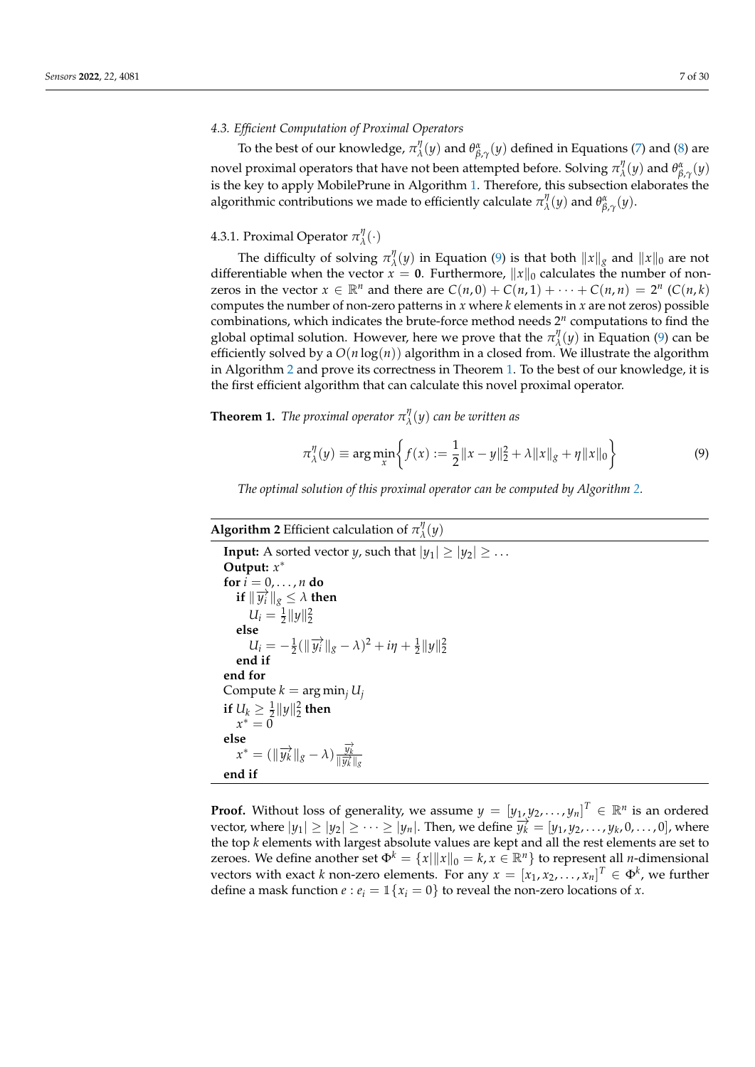### 4.3. Efficient Computation of Proximal Operators

To the best of our knowledge, $\pi_\lambda^\eta(y)$ and $\theta_{\beta,\gamma}^\alpha(y)$ defined in Equations (7) and (8) are novel proximal operators that have not been attempted before. Solving $\pi_\lambda^\eta(y)$ and $\theta_{\beta,\gamma}^\alpha(y)$ is the key to apply MobilePrune in Algorithm 1. Therefore, this subsection elaborates the algorithmic contributions we made to efficiently calculate $\pi_\lambda^\eta(y)$ and $\theta_{\beta,\gamma}^\alpha(y)$.

#### 4.3.1. Proximal Operator $\pi_\lambda^\eta(\cdot)$

The difficulty of solving $\pi_\lambda^\eta(y)$ in Equation (9) is that both $\|x\|_g$ and $\|x\|_0$ are not differentiable when the vector $x = \mathbf{0}$. Furthermore, $\|x\|_0$ calculates the number of non-zeros in the vector $x \in \mathbb{R}^n$ and there are $C(n,0) + C(n,1) + \cdots + C(n,n) = 2^n$ ($C(n,k)$ computes the number of non-zero patterns in $x$ where $k$ elements in $x$ are not zeros) possible combinations, which indicates the brute-force method needs $2^n$ computations to find the global optimal solution. However, here we prove that the $\pi_\lambda^\eta(y)$ in Equation (9) can be efficiently solved by a $O(n\log(n))$ algorithm in a closed from. We illustrate the algorithm in Algorithm 2 and prove its correctness in Theorem 1. To the best of our knowledge, it is the first efficient algorithm that can calculate this novel proximal operator.

**Theorem 1.** *The proximal operator $\pi_\lambda^\eta(y)$ can be written as*

$$\pi_\lambda^\eta(y) \equiv \arg\min_x \left\{ f(x) := \frac{1}{2}\|x - y\|_2^2 + \lambda\|x\|_g + \eta\|x\|_0 \right\} \tag{9}$$

*The optimal solution of this proximal operator can be computed by Algorithm 2.*

**Algorithm 2** Efficient calculation of $\pi_\lambda^\eta(y)$

**Input:** A sorted vector $y$, such that $|y_1| \geq |y_2| \geq \ldots$
**Output:** $x^*$
**for** $i = 0, \ldots, n$ **do**
  **if** $\|\overrightarrow{y_i}\|_g \leq \lambda$ **then**
    $U_i = \frac{1}{2}\|y\|_2^2$
  **else**
    $U_i = -\frac{1}{2}(\|\overrightarrow{y_i}\|_g - \lambda)^2 + i\eta + \frac{1}{2}\|y\|_2^2$
  **end if**
**end for**
Compute $k = \arg\min_j U_j$
**if** $U_k \geq \frac{1}{2}\|y\|_2^2$ **then**
  $x^* = 0$
**else**
  $x^* = (\|\overrightarrow{y_k}\|_g - \lambda)\frac{\overrightarrow{y_k}}{\|\overrightarrow{y_k}\|_g}$
**end if**

**Proof.** Without loss of generality, we assume $y = [y_1, y_2, \ldots, y_n]^T \in \mathbb{R}^n$ is an ordered vector, where $|y_1| \geq |y_2| \geq \cdots \geq |y_n|$. Then, we define $\overrightarrow{y_k} = [y_1, y_2, \ldots, y_k, 0, \ldots, 0]$, where the top $k$ elements with largest absolute values are kept and all the rest elements are set to zeroes. We define another set $\Phi^k = \{x \mid \|x\|_0 = k, x \in \mathbb{R}^n\}$ to represent all $n$-dimensional vectors with exact $k$ non-zero elements. For any $x = [x_1, x_2, \ldots, x_n]^T \in \Phi^k$, we further define a mask function $e : e_i = \mathbb{1}\{x_i = 0\}$ to reveal the non-zero locations of $x$.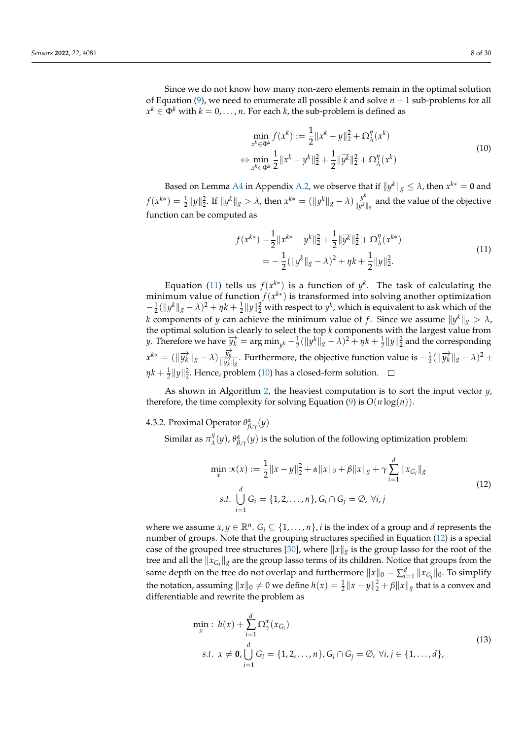Since we do not know how many non-zero elements remain in the optimal solution of Equation (9), we need to enumerate all possible $k$ and solve $n+1$ sub-problems for all $x^k \in \Phi^k$ with $k = 0, \ldots, n$. For each $k$, the sub-problem is defined as

$$
\begin{aligned}
&\min_{x^k \in \Phi^k} f(x^k) := \frac{1}{2}\|x^k - y\|_2^2 + \Omega_\lambda^\eta(x^k) \\
\Leftrightarrow &\min_{x^k \in \Phi^k} \frac{1}{2}\|x^k - y^k\|_2^2 + \frac{1}{2}\|\overline{y^k}\|_2^2 + \Omega_\lambda^\eta(x^k)
\end{aligned}
\tag{10}
$$

Based on Lemma A4 in Appendix A.2, we observe that if $\|y^k\|_g \leq \lambda$, then $x^{k*} = \mathbf{0}$ and $f(x^{k*}) = \frac{1}{2}\|y\|_2^2$. If $\|y^k\|_g > \lambda$, then $x^{k*} = (\|y^k\|_g - \lambda)\frac{y^k}{\|y^k\|_g}$ and the value of the objective function can be computed as

$$
\begin{aligned}
f(x^{k*}) &= \frac{1}{2}\|x^{k*} - y^k\|_2^2 + \frac{1}{2}\|\overline{y^k}\|_2^2 + \Omega_\lambda^\eta(x^{k*}) \\
&= -\frac{1}{2}(\|y^k\|_g - \lambda)^2 + \eta k + \frac{1}{2}\|y\|_2^2.
\end{aligned}
\tag{11}
$$

Equation (11) tells us $f(x^{k*})$ is a function of $y^k$. The task of calculating the minimum value of function $f(x^{k*})$ is transformed into solving another optimization $-\frac{1}{2}(\|y^k\|_g - \lambda)^2 + \eta k + \frac{1}{2}\|y\|_2^2$ with respect to $y^k$, which is equivalent to ask which of the $k$ components of $y$ can achieve the minimum value of $f$. Since we assume $\|y^k\|_g > \lambda$, the optimal solution is clearly to select the top $k$ components with the largest value from $y$. Therefore we have $\overrightarrow{y_k} = \arg\min_{y^k} -\frac{1}{2}(\|y^k\|_g - \lambda)^2 + \eta k + \frac{1}{2}\|y\|_2^2$ and the corresponding $x^{k*} = (\|\overrightarrow{y_k}\|_g - \lambda)\frac{\overrightarrow{y_k}}{\|\overrightarrow{y_k}\|_g}$. Furthermore, the objective function value is $-\frac{1}{2}(\|\overrightarrow{y_k}\|_g - \lambda)^2 + \eta k + \frac{1}{2}\|y\|_2^2$. Hence, problem (10) has a closed-form solution. □

As shown in Algorithm 2, the heaviest computation is to sort the input vector $y$, therefore, the time complexity for solving Equation (9) is $O(n\log(n))$.

#### 4.3.2. Proximal Operator $\theta_{\beta,\gamma}^\alpha(y)$

Similar as $\pi_\lambda^\eta(y)$, $\theta_{\beta,\gamma}^\alpha(y)$ is the solution of the following optimization problem:

$$
\begin{aligned}
&\min_x : \kappa(x) := \frac{1}{2}\|x - y\|_2^2 + \alpha\|x\|_0 + \beta\|x\|_g + \gamma\sum_{i=1}^{d}\|x_{G_i}\|_g \\
&s.t. \ \bigcup_{i=1}^{d} G_i = \{1, 2, \ldots, n\}, G_i \cap G_j = \emptyset, \ \forall i, j
\end{aligned}
\tag{12}
$$

where we assume $x, y \in \mathbb{R}^n$. $G_i \subseteq \{1, \ldots, n\}$, $i$ is the index of a group and $d$ represents the number of groups. Note that the grouping structures specified in Equation (12) is a special case of the grouped tree structures [30], where $\|x\|_g$ is the group lasso for the root of the tree and all the $\|x_{G_i}\|_g$ are the group lasso terms of its children. Notice that groups from the same depth on the tree do not overlap and furthermore $\|x\|_0 = \sum_{i=1}^{d}\|x_{G_i}\|_0$. To simplify the notation, assuming $\|x\|_0 \neq 0$ we define $h(x) = \frac{1}{2}\|x - y\|_2^2 + \beta\|x\|_g$ that is a convex and differentiable and rewrite the problem as

$$
\begin{aligned}
&\min_x : \ h(x) + \sum_{i=1}^{d}\Omega_\gamma^\alpha(x_{G_i}) \\
&s.t. \ \ x \neq \mathbf{0}, \bigcup_{i=1}^{d} G_i = \{1, 2, \ldots, n\}, G_i \cap G_j = \emptyset, \ \forall i, j \in \{1, \ldots, d\},
\end{aligned}
\tag{13}
$$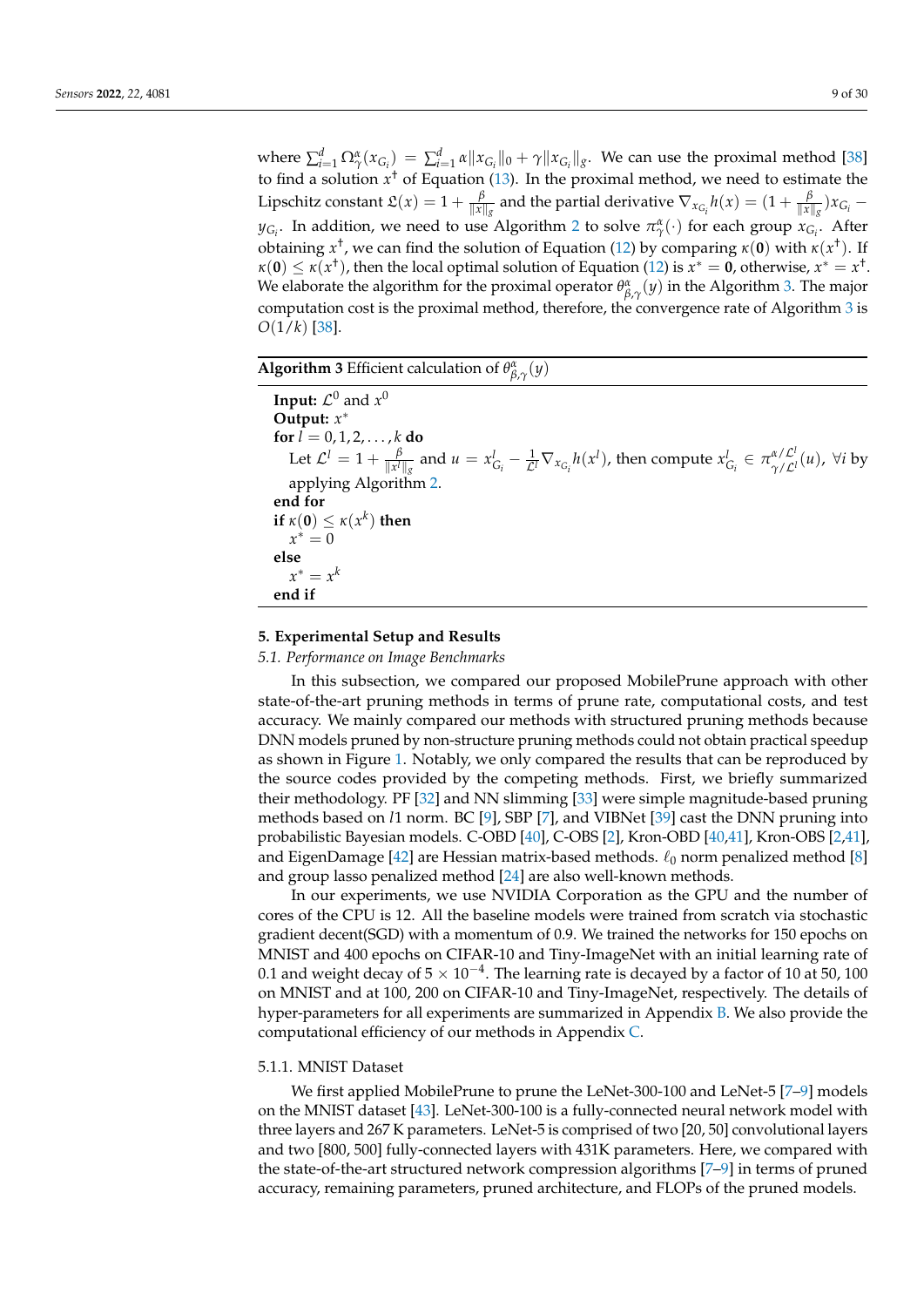where $\sum_{i=1}^{d} \Omega_{\gamma}^{\alpha}(x_{G_i}) = \sum_{i=1}^{d} \alpha \|x_{G_i}\|_0 + \gamma \|x_{G_i}\|_g$. We can use the proximal method [38] to find a solution $x^{\dagger}$ of Equation (13). In the proximal method, we need to estimate the Lipschitz constant $\mathfrak{L}(x) = 1 + \frac{\beta}{\|x\|_g}$ and the partial derivative $\nabla_{x_{G_i}} h(x) = (1 + \frac{\beta}{\|x\|_g}) x_{G_i} - y_{G_i}$. In addition, we need to use Algorithm 2 to solve $\pi_{\gamma}^{\alpha}(\cdot)$ for each group $x_{G_i}$. After obtaining $x^{\dagger}$, we can find the solution of Equation (12) by comparing $\kappa(\mathbf{0})$ with $\kappa(x^{\dagger})$. If $\kappa(\mathbf{0}) \leq \kappa(x^{\dagger})$, then the local optimal solution of Equation (12) is $x^* = \mathbf{0}$, otherwise, $x^* = x^{\dagger}$. We elaborate the algorithm for the proximal operator $\theta_{\beta,\gamma}^{\alpha}(y)$ in the Algorithm 3. The major computation cost is the proximal method, therefore, the convergence rate of Algorithm 3 is $O(1/k)$ [38].

**Algorithm 3** Efficient calculation of $\theta_{\beta,\gamma}^{\alpha}(y)$

**Input:** $\mathcal{L}^0$ and $x^0$
**Output:** $x^*$
**for** $l = 0, 1, 2, \ldots, k$ **do**
  Let $\mathcal{L}^l = 1 + \frac{\beta}{\|x^l\|_g}$ and $u = x_{G_i}^l - \frac{1}{\mathcal{L}^l} \nabla_{x_{G_i}} h(x^l)$, then compute $x_{G_i}^l \in \pi_{\gamma/\mathcal{L}^l}^{\alpha/\mathcal{L}^l}(u)$, $\forall i$ by applying Algorithm 2.
**end for**
**if** $\kappa(\mathbf{0}) \leq \kappa(x^k)$ **then**
  $x^* = 0$
**else**
  $x^* = x^k$
**end if**

## 5. Experimental Setup and Results

### *5.1. Performance on Image Benchmarks*

In this subsection, we compared our proposed MobilePrune approach with other state-of-the-art pruning methods in terms of prune rate, computational costs, and test accuracy. We mainly compared our methods with structured pruning methods because DNN models pruned by non-structure pruning methods could not obtain practical speedup as shown in Figure 1. Notably, we only compared the results that can be reproduced by the source codes provided by the competing methods. First, we briefly summarized their methodology. PF [32] and NN slimming [33] were simple magnitude-based pruning methods based on $l1$ norm. BC [9], SBP [7], and VIBNet [39] cast the DNN pruning into probabilistic Bayesian models. C-OBD [40], C-OBS [2], Kron-OBD [40,41], Kron-OBS [2,41], and EigenDamage [42] are Hessian matrix-based methods. $\ell_0$ norm penalized method [8] and group lasso penalized method [24] are also well-known methods.

In our experiments, we use NVIDIA Corporation as the GPU and the number of cores of the CPU is 12. All the baseline models were trained from scratch via stochastic gradient decent(SGD) with a momentum of 0.9. We trained the networks for 150 epochs on MNIST and 400 epochs on CIFAR-10 and Tiny-ImageNet with an initial learning rate of 0.1 and weight decay of $5 \times 10^{-4}$. The learning rate is decayed by a factor of 10 at 50, 100 on MNIST and at 100, 200 on CIFAR-10 and Tiny-ImageNet, respectively. The details of hyper-parameters for all experiments are summarized in Appendix B. We also provide the computational efficiency of our methods in Appendix C.

#### 5.1.1. MNIST Dataset

We first applied MobilePrune to prune the LeNet-300-100 and LeNet-5 [7–9] models on the MNIST dataset [43]. LeNet-300-100 is a fully-connected neural network model with three layers and 267 K parameters. LeNet-5 is comprised of two [20, 50] convolutional layers and two [800, 500] fully-connected layers with 431K parameters. Here, we compared with the state-of-the-art structured network compression algorithms [7–9] in terms of pruned accuracy, remaining parameters, pruned architecture, and FLOPs of the pruned models.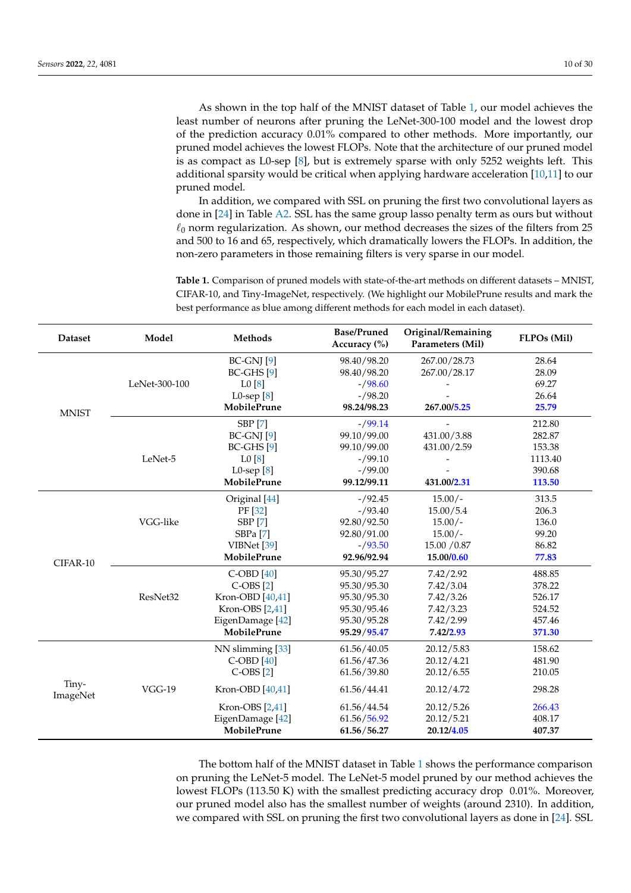As shown in the top half of the MNIST dataset of Table 1, our model achieves the least number of neurons after pruning the LeNet-300-100 model and the lowest drop of the prediction accuracy 0.01% compared to other methods. More importantly, our pruned model achieves the lowest FLOPs. Note that the architecture of our pruned model is as compact as L0-sep [8], but is extremely sparse with only 5252 weights left. This additional sparsity would be critical when applying hardware acceleration [10,11] to our pruned model.

In addition, we compared with SSL on pruning the first two convolutional layers as done in [24] in Table A2. SSL has the same group lasso penalty term as ours but without $\ell_0$ norm regularization. As shown, our method decreases the sizes of the filters from 25 and 500 to 16 and 65, respectively, which dramatically lowers the FLOPs. In addition, the non-zero parameters in those remaining filters is very sparse in our model.

**Table 1.** Comparison of pruned models with state-of-the-art methods on different datasets – MNIST, CIFAR-10, and Tiny-ImageNet, respectively. (We highlight our MobilePrune results and mark the best performance as blue among different methods for each model in each dataset).

| Dataset | Model | Methods | Base/Pruned Accuracy (%) | Original/Remaining Parameters (Mil) | FLPOs (Mil) |
|---|---|---|---|---|---|
| MNIST | LeNet-300-100 | BC-GNJ [9] | 98.40/98.20 | 267.00/28.73 | 28.64 |
| | | BC-GHS [9] | 98.40/98.20 | 267.00/28.17 | 28.09 |
| | | L0 [8] | -/98.60 | - | 69.27 |
| | | L0-sep [8] | -/98.20 | - | 26.64 |
| | | **MobilePrune** | **98.24/98.23** | **267.00/5.25** | **25.79** |
| | LeNet-5 | SBP [7] | -/99.14 | - | 212.80 |
| | | BC-GNJ [9] | 99.10/99.00 | 431.00/3.88 | 282.87 |
| | | BC-GHS [9] | 99.10/99.00 | 431.00/2.59 | 153.38 |
| | | L0 [8] | -/99.10 | - | 1113.40 |
| | | L0-sep [8] | -/99.00 | - | 390.68 |
| | | **MobilePrune** | **99.12/99.11** | **431.00/2.31** | **113.50** |
| CIFAR-10 | VGG-like | Original [44] | -/92.45 | 15.00/- | 313.5 |
| | | PF [32] | -/93.40 | 15.00/5.4 | 206.3 |
| | | SBP [7] | 92.80/92.50 | 15.00/- | 136.0 |
| | | SBPa [7] | 92.80/91.00 | 15.00/- | 99.20 |
| | | VIBNet [39] | -/93.50 | 15.00 /0.87 | 86.82 |
| | | **MobilePrune** | **92.96/92.94** | **15.00/0.60** | **77.83** |
| | ResNet32 | C-OBD [40] | 95.30/95.27 | 7.42/2.92 | 488.85 |
| | | C-OBS [2] | 95.30/95.30 | 7.42/3.04 | 378.22 |
| | | Kron-OBD [40,41] | 95.30/95.30 | 7.42/3.26 | 526.17 |
| | | Kron-OBS [2,41] | 95.30/95.46 | 7.42/3.23 | 524.52 |
| | | EigenDamage [42] | 95.30/95.28 | 7.42/2.99 | 457.46 |
| | | **MobilePrune** | **95.29/95.47** | **7.42/2.93** | **371.30** |
| Tiny-ImageNet | VGG-19 | NN slimming [33] | 61.56/40.05 | 20.12/5.83 | 158.62 |
| | | C-OBD [40] | 61.56/47.36 | 20.12/4.21 | 481.90 |
| | | C-OBS [2] | 61.56/39.80 | 20.12/6.55 | 210.05 |
| | | Kron-OBD [40,41] | 61.56/44.41 | 20.12/4.72 | 298.28 |
| | | Kron-OBS [2,41] | 61.56/44.54 | 20.12/5.26 | 266.43 |
| | | EigenDamage [42] | 61.56/56.92 | 20.12/5.21 | 408.17 |
| | | **MobilePrune** | **61.56/56.27** | **20.12/4.05** | **407.37** |

The bottom half of the MNIST dataset in Table 1 shows the performance comparison on pruning the LeNet-5 model. The LeNet-5 model pruned by our method achieves the lowest FLOPs (113.50 K) with the smallest predicting accuracy drop 0.01%. Moreover, our pruned model also has the smallest number of weights (around 2310). In addition, we compared with SSL on pruning the first two convolutional layers as done in [24]. SSL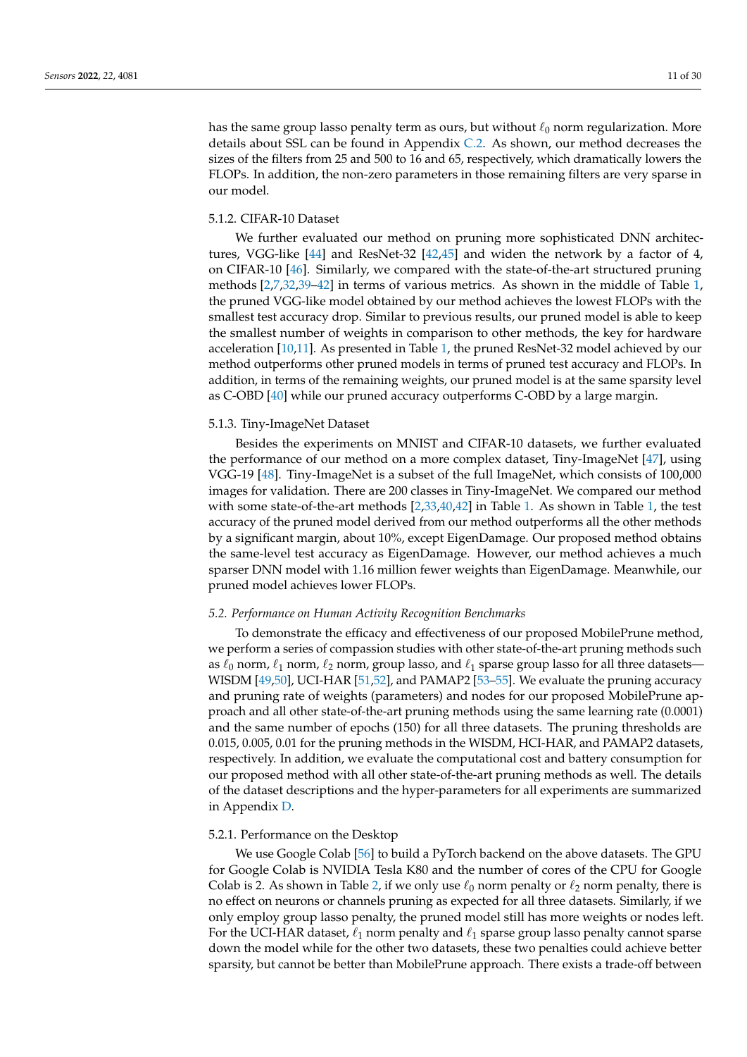has the same group lasso penalty term as ours, but without $\ell_0$ norm regularization. More details about SSL can be found in Appendix C.2. As shown, our method decreases the sizes of the filters from 25 and 500 to 16 and 65, respectively, which dramatically lowers the FLOPs. In addition, the non-zero parameters in those remaining filters are very sparse in our model.

#### 5.1.2. CIFAR-10 Dataset

We further evaluated our method on pruning more sophisticated DNN architectures, VGG-like [44] and ResNet-32 [42,45] and widen the network by a factor of 4, on CIFAR-10 [46]. Similarly, we compared with the state-of-the-art structured pruning methods [2,7,32,39–42] in terms of various metrics. As shown in the middle of Table 1, the pruned VGG-like model obtained by our method achieves the lowest FLOPs with the smallest test accuracy drop. Similar to previous results, our pruned model is able to keep the smallest number of weights in comparison to other methods, the key for hardware acceleration [10,11]. As presented in Table 1, the pruned ResNet-32 model achieved by our method outperforms other pruned models in terms of pruned test accuracy and FLOPs. In addition, in terms of the remaining weights, our pruned model is at the same sparsity level as C-OBD [40] while our pruned accuracy outperforms C-OBD by a large margin.

#### 5.1.3. Tiny-ImageNet Dataset

Besides the experiments on MNIST and CIFAR-10 datasets, we further evaluated the performance of our method on a more complex dataset, Tiny-ImageNet [47], using VGG-19 [48]. Tiny-ImageNet is a subset of the full ImageNet, which consists of 100,000 images for validation. There are 200 classes in Tiny-ImageNet. We compared our method with some state-of-the-art methods [2,33,40,42] in Table 1. As shown in Table 1, the test accuracy of the pruned model derived from our method outperforms all the other methods by a significant margin, about 10%, except EigenDamage. Our proposed method obtains the same-level test accuracy as EigenDamage. However, our method achieves a much sparser DNN model with 1.16 million fewer weights than EigenDamage. Meanwhile, our pruned model achieves lower FLOPs.

### *5.2. Performance on Human Activity Recognition Benchmarks*

To demonstrate the efficacy and effectiveness of our proposed MobilePrune method, we perform a series of compassion studies with other state-of-the-art pruning methods such as $\ell_0$ norm, $\ell_1$ norm, $\ell_2$ norm, group lasso, and $\ell_1$ sparse group lasso for all three datasets—WISDM [49,50], UCI-HAR [51,52], and PAMAP2 [53–55]. We evaluate the pruning accuracy and pruning rate of weights (parameters) and nodes for our proposed MobilePrune approach and all other state-of-the-art pruning methods using the same learning rate (0.0001) and the same number of epochs (150) for all three datasets. The pruning thresholds are 0.015, 0.005, 0.01 for the pruning methods in the WISDM, HCI-HAR, and PAMAP2 datasets, respectively. In addition, we evaluate the computational cost and battery consumption for our proposed method with all other state-of-the-art pruning methods as well. The details of the dataset descriptions and the hyper-parameters for all experiments are summarized in Appendix D.

#### 5.2.1. Performance on the Desktop

We use Google Colab [56] to build a PyTorch backend on the above datasets. The GPU for Google Colab is NVIDIA Tesla K80 and the number of cores of the CPU for Google Colab is 2. As shown in Table 2, if we only use $\ell_0$ norm penalty or $\ell_2$ norm penalty, there is no effect on neurons or channels pruning as expected for all three datasets. Similarly, if we only employ group lasso penalty, the pruned model still has more weights or nodes left. For the UCI-HAR dataset, $\ell_1$ norm penalty and $\ell_1$ sparse group lasso penalty cannot sparse down the model while for the other two datasets, these two penalties could achieve better sparsity, but cannot be better than MobilePrune approach. There exists a trade-off between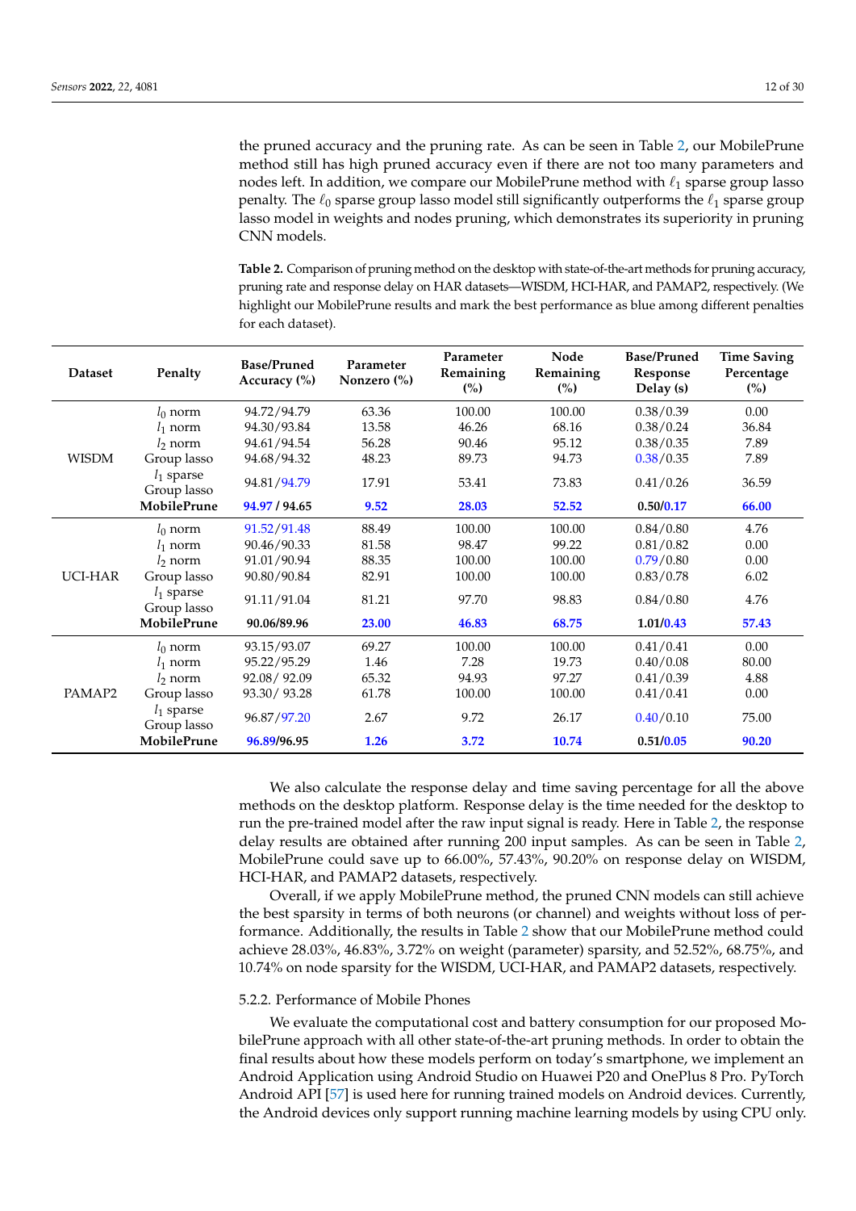the pruned accuracy and the pruning rate. As can be seen in Table 2, our MobilePrune method still has high pruned accuracy even if there are not too many parameters and nodes left. In addition, we compare our MobilePrune method with $\ell_1$ sparse group lasso penalty. The $\ell_0$ sparse group lasso model still significantly outperforms the $\ell_1$ sparse group lasso model in weights and nodes pruning, which demonstrates its superiority in pruning CNN models.

**Table 2.** Comparison of pruning method on the desktop with state-of-the-art methods for pruning accuracy, pruning rate and response delay on HAR datasets—WISDM, HCI-HAR, and PAMAP2, respectively. (We highlight our MobilePrune results and mark the best performance as blue among different penalties for each dataset).

| Dataset | Penalty | Base/Pruned Accuracy (%) | Parameter Nonzero (%) | Parameter Remaining (%) | Node Remaining (%) | Base/Pruned Response Delay (s) | Time Saving Percentage (%) |
|---|---|---|---|---|---|---|---|
| WISDM | $l_0$ norm | 94.72/94.79 | 63.36 | 100.00 | 100.00 | 0.38/0.39 | 0.00 |
| | $l_1$ norm | 94.30/93.84 | 13.58 | 46.26 | 68.16 | 0.38/0.24 | 36.84 |
| | $l_2$ norm | 94.61/94.54 | 56.28 | 90.46 | 95.12 | 0.38/0.35 | 7.89 |
| | Group lasso | 94.68/94.32 | 48.23 | 89.73 | 94.73 | 0.38/0.35 | 7.89 |
| | $l_1$ sparse Group lasso | 94.81/94.79 | 17.91 | 53.41 | 73.83 | 0.41/0.26 | 36.59 |
| | **MobilePrune** | **94.97 / 94.65** | **9.52** | **28.03** | **52.52** | **0.50/0.17** | **66.00** |
| UCI-HAR | $l_0$ norm | 91.52/91.48 | 88.49 | 100.00 | 100.00 | 0.84/0.80 | 4.76 |
| | $l_1$ norm | 90.46/90.33 | 81.58 | 98.47 | 99.22 | 0.81/0.82 | 0.00 |
| | $l_2$ norm | 91.01/90.94 | 88.35 | 100.00 | 100.00 | 0.79/0.80 | 0.00 |
| | Group lasso | 90.80/90.84 | 82.91 | 100.00 | 100.00 | 0.83/0.78 | 6.02 |
| | $l_1$ sparse Group lasso | 91.11/91.04 | 81.21 | 97.70 | 98.83 | 0.84/0.80 | 4.76 |
| | **MobilePrune** | **90.06/89.96** | **23.00** | **46.83** | **68.75** | **1.01/0.43** | **57.43** |
| PAMAP2 | $l_0$ norm | 93.15/93.07 | 69.27 | 100.00 | 100.00 | 0.41/0.41 | 0.00 |
| | $l_1$ norm | 95.22/95.29 | 1.46 | 7.28 | 19.73 | 0.40/0.08 | 80.00 |
| | $l_2$ norm | 92.08/ 92.09 | 65.32 | 94.93 | 97.27 | 0.41/0.39 | 4.88 |
| | Group lasso | 93.30/ 93.28 | 61.78 | 100.00 | 100.00 | 0.41/0.41 | 0.00 |
| | $l_1$ sparse Group lasso | 96.87/97.20 | 2.67 | 9.72 | 26.17 | 0.40/0.10 | 75.00 |
| | **MobilePrune** | **96.89/96.95** | **1.26** | **3.72** | **10.74** | **0.51/0.05** | **90.20** |

We also calculate the response delay and time saving percentage for all the above methods on the desktop platform. Response delay is the time needed for the desktop to run the pre-trained model after the raw input signal is ready. Here in Table 2, the response delay results are obtained after running 200 input samples. As can be seen in Table 2, MobilePrune could save up to 66.00%, 57.43%, 90.20% on response delay on WISDM, HCI-HAR, and PAMAP2 datasets, respectively.

Overall, if we apply MobilePrune method, the pruned CNN models can still achieve the best sparsity in terms of both neurons (or channel) and weights without loss of performance. Additionally, the results in Table 2 show that our MobilePrune method could achieve 28.03%, 46.83%, 3.72% on weight (parameter) sparsity, and 52.52%, 68.75%, and 10.74% on node sparsity for the WISDM, UCI-HAR, and PAMAP2 datasets, respectively.

#### 5.2.2. Performance of Mobile Phones

We evaluate the computational cost and battery consumption for our proposed MobilePrune approach with all other state-of-the-art pruning methods. In order to obtain the final results about how these models perform on today's smartphone, we implement an Android Application using Android Studio on Huawei P20 and OnePlus 8 Pro. PyTorch Android API [57] is used here for running trained models on Android devices. Currently, the Android devices only support running machine learning models by using CPU only.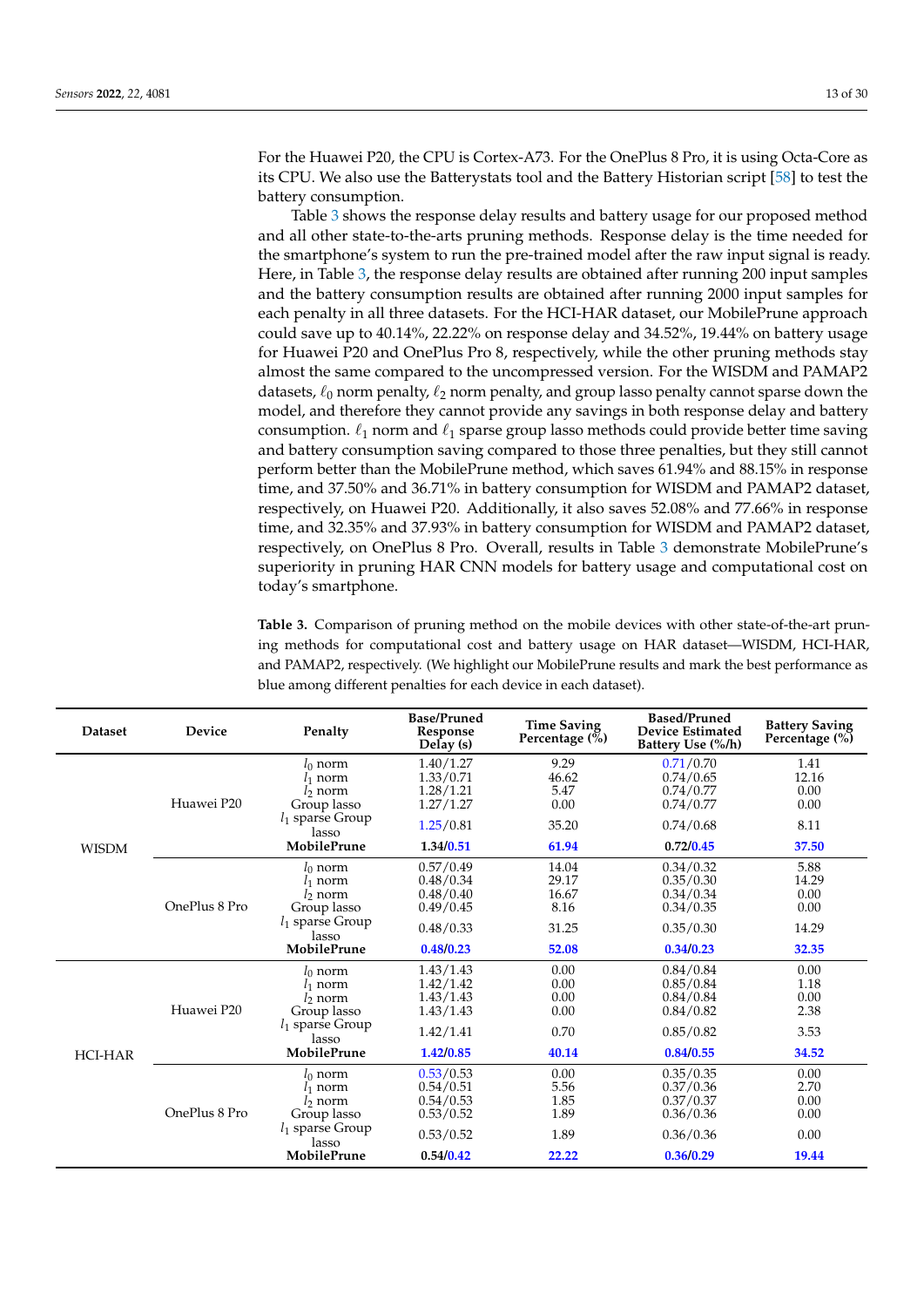For the Huawei P20, the CPU is Cortex-A73. For the OnePlus 8 Pro, it is using Octa-Core as its CPU. We also use the Batterystats tool and the Battery Historian script [58] to test the battery consumption.

Table 3 shows the response delay results and battery usage for our proposed method and all other state-to-the-arts pruning methods. Response delay is the time needed for the smartphone's system to run the pre-trained model after the raw input signal is ready. Here, in Table 3, the response delay results are obtained after running 200 input samples and the battery consumption results are obtained after running 2000 input samples for each penalty in all three datasets. For the HCI-HAR dataset, our MobilePrune approach could save up to 40.14%, 22.22% on response delay and 34.52%, 19.44% on battery usage for Huawei P20 and OnePlus Pro 8, respectively, while the other pruning methods stay almost the same compared to the uncompressed version. For the WISDM and PAMAP2 datasets, $\ell_0$ norm penalty, $\ell_2$ norm penalty, and group lasso penalty cannot sparse down the model, and therefore they cannot provide any savings in both response delay and battery consumption. $\ell_1$ norm and $\ell_1$ sparse group lasso methods could provide better time saving and battery consumption saving compared to those three penalties, but they still cannot perform better than the MobilePrune method, which saves 61.94% and 88.15% in response time, and 37.50% and 36.71% in battery consumption for WISDM and PAMAP2 dataset, respectively, on Huawei P20. Additionally, it also saves 52.08% and 77.66% in response time, and 32.35% and 37.93% in battery consumption for WISDM and PAMAP2 dataset, respectively, on OnePlus 8 Pro. Overall, results in Table 3 demonstrate MobilePrune's superiority in pruning HAR CNN models for battery usage and computational cost on today's smartphone.

**Table 3.** Comparison of pruning method on the mobile devices with other state-of-the-art pruning methods for computational cost and battery usage on HAR dataset—WISDM, HCI-HAR, and PAMAP2, respectively. (We highlight our MobilePrune results and mark the best performance as blue among different penalties for each device in each dataset).

| Dataset | Device | Penalty | Base/Pruned Response Delay (s) | Time Saving Percentage (%) | Based/Pruned Device Estimated Battery Use (%/h) | Battery Saving Percentage (%) |
|---|---|---|---|---|---|---|
| WISDM | Huawei P20 | $l_0$ norm | 1.40/1.27 | 9.29 | 0.71/0.70 | 1.41 |
| | | $l_1$ norm | 1.33/0.71 | 46.62 | 0.74/0.65 | 12.16 |
| | | $l_2$ norm | 1.28/1.21 | 5.47 | 0.74/0.77 | 0.00 |
| | | Group lasso | 1.27/1.27 | 0.00 | 0.74/0.77 | 0.00 |
| | | $l_1$ sparse Group lasso | 1.25/0.81 | 35.20 | 0.74/0.68 | 8.11 |
| | | **MobilePrune** | **1.34/0.51** | **61.94** | **0.72/0.45** | **37.50** |
| | OnePlus 8 Pro | $l_0$ norm | 0.57/0.49 | 14.04 | 0.34/0.32 | 5.88 |
| | | $l_1$ norm | 0.48/0.34 | 29.17 | 0.35/0.30 | 14.29 |
| | | $l_2$ norm | 0.48/0.40 | 16.67 | 0.34/0.34 | 0.00 |
| | | Group lasso | 0.49/0.45 | 8.16 | 0.34/0.35 | 0.00 |
| | | $l_1$ sparse Group lasso | 0.48/0.33 | 31.25 | 0.35/0.30 | 14.29 |
| | | **MobilePrune** | **0.48/0.23** | **52.08** | **0.34/0.23** | **32.35** |
| HCI-HAR | Huawei P20 | $l_0$ norm | 1.43/1.43 | 0.00 | 0.84/0.84 | 0.00 |
| | | $l_1$ norm | 1.42/1.42 | 0.00 | 0.85/0.84 | 1.18 |
| | | $l_2$ norm | 1.43/1.43 | 0.00 | 0.84/0.84 | 0.00 |
| | | Group lasso | 1.43/1.43 | 0.00 | 0.84/0.82 | 2.38 |
| | | $l_1$ sparse Group lasso | 1.42/1.41 | 0.70 | 0.85/0.82 | 3.53 |
| | | **MobilePrune** | **1.42/0.85** | **40.14** | **0.84/0.55** | **34.52** |
| | OnePlus 8 Pro | $l_0$ norm | 0.53/0.53 | 0.00 | 0.35/0.35 | 0.00 |
| | | $l_1$ norm | 0.54/0.51 | 5.56 | 0.37/0.36 | 2.70 |
| | | $l_2$ norm | 0.54/0.53 | 1.85 | 0.37/0.37 | 0.00 |
| | | Group lasso | 0.53/0.52 | 1.89 | 0.36/0.36 | 0.00 |
| | | $l_1$ sparse Group lasso | 0.53/0.52 | 1.89 | 0.36/0.36 | 0.00 |
| | | **MobilePrune** | **0.54/0.42** | **22.22** | **0.36/0.29** | **19.44** |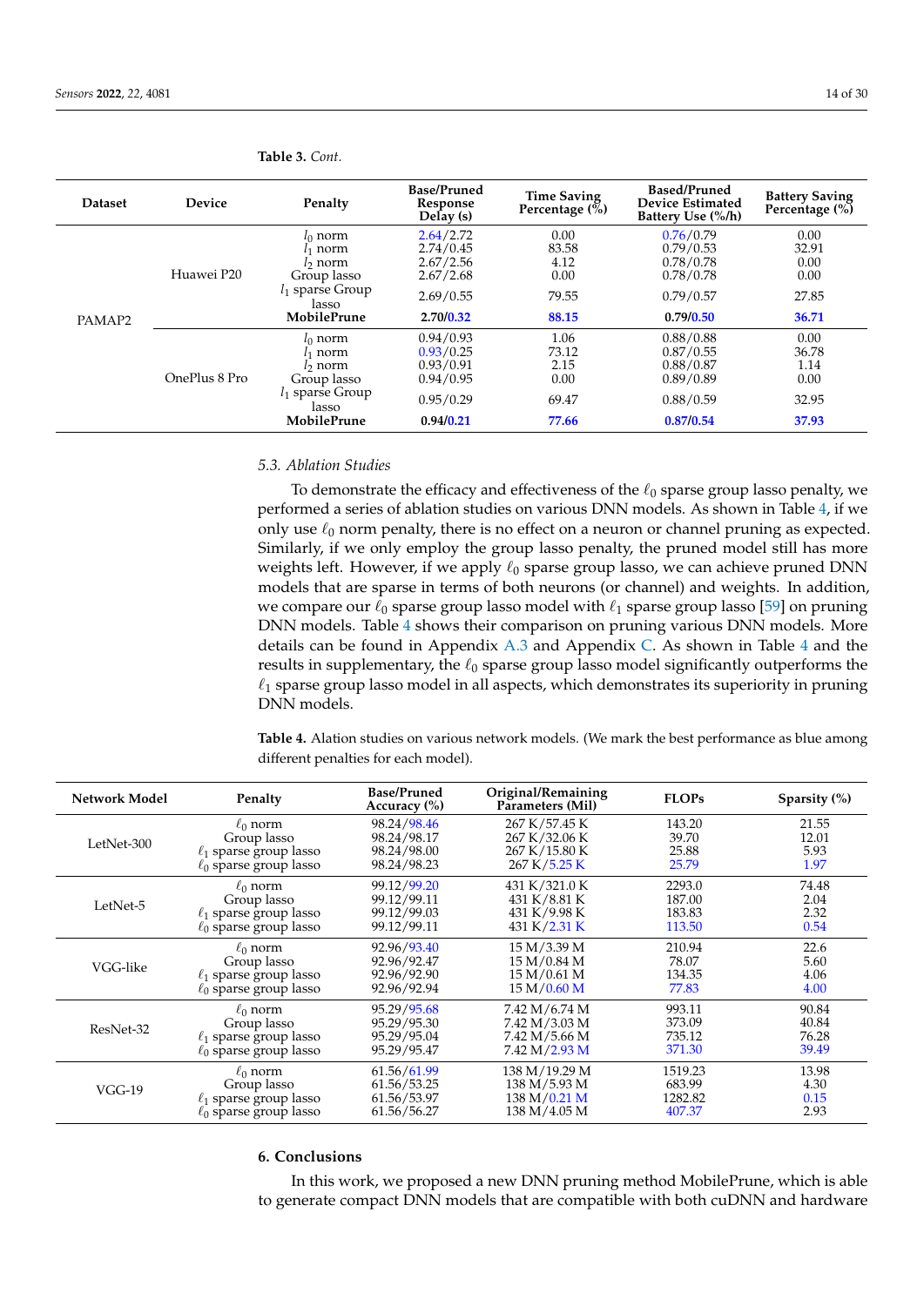Table 3. *Cont.*

| Dataset | Device | Penalty | Base/Pruned Response Delay (s) | Time Saving Percentage (%) | Based/Pruned Device Estimated Battery Use (%/h) | Battery Saving Percentage (%) |
|---|---|---|---|---|---|---|
| PAMAP2 | Huawei P20 | $l_0$ norm | 2.64/2.72 | 0.00 | 0.76/0.79 | 0.00 |
| | | $l_1$ norm | 2.74/0.45 | 83.58 | 0.79/0.53 | 32.91 |
| | | $l_2$ norm | 2.67/2.56 | 4.12 | 0.78/0.78 | 0.00 |
| | | Group lasso | 2.67/2.68 | 0.00 | 0.78/0.78 | 0.00 |
| | | $l_1$ sparse Group lasso | 2.69/0.55 | 79.55 | 0.79/0.57 | 27.85 |
| | | **MobilePrune** | **2.70/0.32** | **88.15** | **0.79/0.50** | **36.71** |
| | OnePlus 8 Pro | $l_0$ norm | 0.94/0.93 | 1.06 | 0.88/0.88 | 0.00 |
| | | $l_1$ norm | 0.93/0.25 | 73.12 | 0.87/0.55 | 36.78 |
| | | $l_2$ norm | 0.93/0.91 | 2.15 | 0.88/0.87 | 1.14 |
| | | Group lasso | 0.94/0.95 | 0.00 | 0.89/0.89 | 0.00 |
| | | $l_1$ sparse Group lasso | 0.95/0.29 | 69.47 | 0.88/0.59 | 32.95 |
| | | **MobilePrune** | **0.94/0.21** | **77.66** | **0.87/0.54** | **37.93** |

### 5.3. Ablation Studies

To demonstrate the efficacy and effectiveness of the $\ell_0$ sparse group lasso penalty, we performed a series of ablation studies on various DNN models. As shown in Table 4, if we only use $\ell_0$ norm penalty, there is no effect on a neuron or channel pruning as expected. Similarly, if we only employ the group lasso penalty, the pruned model still has more weights left. However, if we apply $\ell_0$ sparse group lasso, we can achieve pruned DNN models that are sparse in terms of both neurons (or channel) and weights. In addition, we compare our $\ell_0$ sparse group lasso model with $\ell_1$ sparse group lasso [59] on pruning DNN models. Table 4 shows their comparison on pruning various DNN models. More details can be found in Appendix A.3 and Appendix C. As shown in Table 4 and the results in supplementary, the $\ell_0$ sparse group lasso model significantly outperforms the $\ell_1$ sparse group lasso model in all aspects, which demonstrates its superiority in pruning DNN models.

Table 4. Alation studies on various network models. (We mark the best performance as blue among different penalties for each model).

| Network Model | Penalty | Base/Pruned Accuracy (%) | Original/Remaining Parameters (Mil) | FLOPs | Sparsity (%) |
|---|---|---|---|---|---|
| LetNet-300 | $\ell_0$ norm | 98.24/98.46 | 267 K/57.45 K | 143.20 | 21.55 |
| | Group lasso | 98.24/98.17 | 267 K/32.06 K | 39.70 | 12.01 |
| | $\ell_1$ sparse group lasso | 98.24/98.00 | 267 K/15.80 K | 25.88 | 5.93 |
| | $\ell_0$ sparse group lasso | 98.24/98.23 | 267 K/5.25 K | 25.79 | 1.97 |
| LetNet-5 | $\ell_0$ norm | 99.12/99.20 | 431 K/321.0 K | 2293.0 | 74.48 |
| | Group lasso | 99.12/99.11 | 431 K/8.81 K | 187.00 | 2.04 |
| | $\ell_1$ sparse group lasso | 99.12/99.03 | 431 K/9.98 K | 183.83 | 2.32 |
| | $\ell_0$ sparse group lasso | 99.12/99.11 | 431 K/2.31 K | 113.50 | 0.54 |
| VGG-like | $\ell_0$ norm | 92.96/93.40 | 15 M/3.39 M | 210.94 | 22.6 |
| | Group lasso | 92.96/92.47 | 15 M/0.84 M | 78.07 | 5.60 |
| | $\ell_1$ sparse group lasso | 92.96/92.90 | 15 M/0.61 M | 134.35 | 4.06 |
| | $\ell_0$ sparse group lasso | 92.96/92.94 | 15 M/0.60 M | 77.83 | 4.00 |
| ResNet-32 | $\ell_0$ norm | 95.29/95.68 | 7.42 M/6.74 M | 993.11 | 90.84 |
| | Group lasso | 95.29/95.30 | 7.42 M/3.03 M | 373.09 | 40.84 |
| | $\ell_1$ sparse group lasso | 95.29/95.04 | 7.42 M/5.66 M | 735.12 | 76.28 |
| | $\ell_0$ sparse group lasso | 95.29/95.47 | 7.42 M/2.93 M | 371.30 | 39.49 |
| VGG-19 | $\ell_0$ norm | 61.56/61.99 | 138 M/19.29 M | 1519.23 | 13.98 |
| | Group lasso | 61.56/53.25 | 138 M/5.93 M | 683.99 | 4.30 |
| | $\ell_1$ sparse group lasso | 61.56/53.97 | 138 M/0.21 M | 1282.82 | 0.15 |
| | $\ell_0$ sparse group lasso | 61.56/56.27 | 138 M/4.05 M | 407.37 | 2.93 |

## 6. Conclusions

In this work, we proposed a new DNN pruning method MobilePrune, which is able to generate compact DNN models that are compatible with both cuDNN and hardware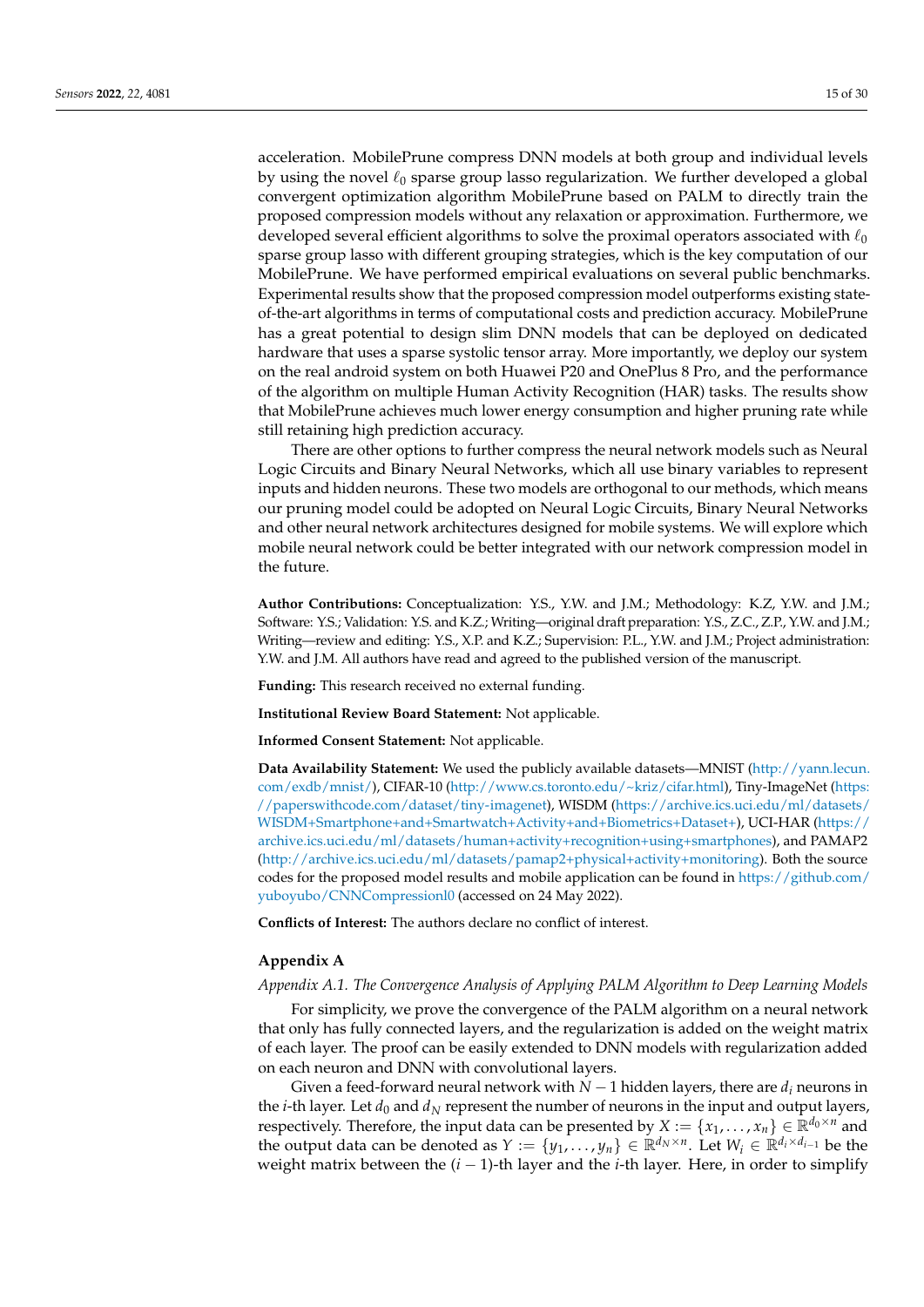acceleration. MobilePrune compress DNN models at both group and individual levels by using the novel $\ell_0$ sparse group lasso regularization. We further developed a global convergent optimization algorithm MobilePrune based on PALM to directly train the proposed compression models without any relaxation or approximation. Furthermore, we developed several efficient algorithms to solve the proximal operators associated with $\ell_0$ sparse group lasso with different grouping strategies, which is the key computation of our MobilePrune. We have performed empirical evaluations on several public benchmarks. Experimental results show that the proposed compression model outperforms existing state-of-the-art algorithms in terms of computational costs and prediction accuracy. MobilePrune has a great potential to design slim DNN models that can be deployed on dedicated hardware that uses a sparse systolic tensor array. More importantly, we deploy our system on the real android system on both Huawei P20 and OnePlus 8 Pro, and the performance of the algorithm on multiple Human Activity Recognition (HAR) tasks. The results show that MobilePrune achieves much lower energy consumption and higher pruning rate while still retaining high prediction accuracy.

There are other options to further compress the neural network models such as Neural Logic Circuits and Binary Neural Networks, which all use binary variables to represent inputs and hidden neurons. These two models are orthogonal to our methods, which means our pruning model could be adopted on Neural Logic Circuits, Binary Neural Networks and other neural network architectures designed for mobile systems. We will explore which mobile neural network could be better integrated with our network compression model in the future.

**Author Contributions:** Conceptualization: Y.S., Y.W. and J.M.; Methodology: K.Z, Y.W. and J.M.; Software: Y.S.; Validation: Y.S. and K.Z.; Writing—original draft preparation: Y.S., Z.C., Z.P., Y.W. and J.M.; Writing—review and editing: Y.S., X.P. and K.Z.; Supervision: P.L., Y.W. and J.M.; Project administration: Y.W. and J.M. All authors have read and agreed to the published version of the manuscript.

**Funding:** This research received no external funding.

**Institutional Review Board Statement:** Not applicable.

**Informed Consent Statement:** Not applicable.

**Data Availability Statement:** We used the publicly available datasets—MNIST (http://yann.lecun.com/exdb/mnist/), CIFAR-10 (http://www.cs.toronto.edu/~kriz/cifar.html), Tiny-ImageNet (https://paperswithcode.com/dataset/tiny-imagenet), WISDM (https://archive.ics.uci.edu/ml/datasets/WISDM+Smartphone+and+Smartwatch+Activity+and+Biometrics+Dataset+), UCI-HAR (https://archive.ics.uci.edu/ml/datasets/human+activity+recognition+using+smartphones), and PAMAP2 (http://archive.ics.uci.edu/ml/datasets/pamap2+physical+activity+monitoring). Both the source codes for the proposed model results and mobile application can be found in https://github.com/yuboyubo/CNNCompressionl0 (accessed on 24 May 2022).

**Conflicts of Interest:** The authors declare no conflict of interest.

## Appendix A

*Appendix A.1. The Convergence Analysis of Applying PALM Algorithm to Deep Learning Models*

For simplicity, we prove the convergence of the PALM algorithm on a neural network that only has fully connected layers, and the regularization is added on the weight matrix of each layer. The proof can be easily extended to DNN models with regularization added on each neuron and DNN with convolutional layers.

Given a feed-forward neural network with $N-1$ hidden layers, there are $d_i$ neurons in the $i$-th layer. Let $d_0$ and $d_N$ represent the number of neurons in the input and output layers, respectively. Therefore, the input data can be presented by $X := \{x_1, \ldots, x_n\} \in \mathbb{R}^{d_0 \times n}$ and the output data can be denoted as $Y := \{y_1, \ldots, y_n\} \in \mathbb{R}^{d_N \times n}$. Let $W_i \in \mathbb{R}^{d_i \times d_{i-1}}$ be the weight matrix between the $(i-1)$-th layer and the $i$-th layer. Here, in order to simplify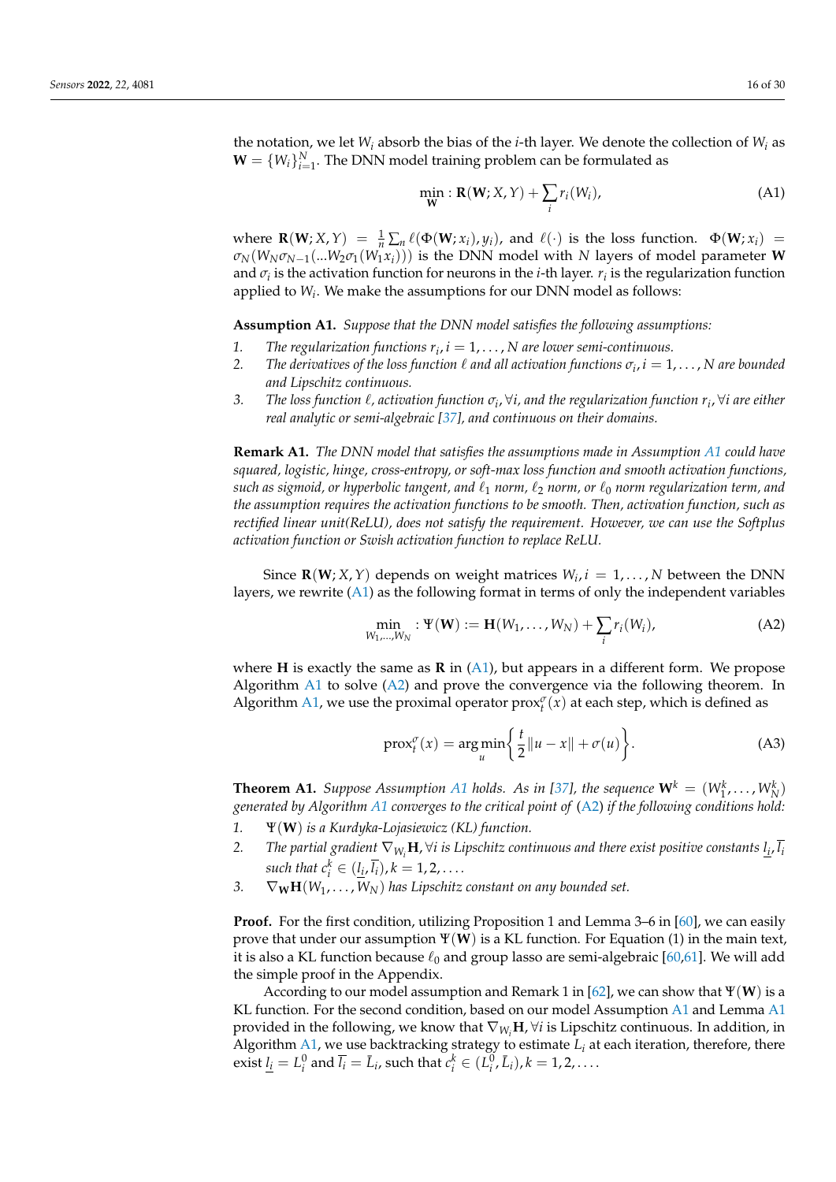the notation, we let $W_i$ absorb the bias of the $i$-th layer. We denote the collection of $W_i$ as $\mathbf{W} = \{W_i\}_{i=1}^N$. The DNN model training problem can be formulated as

$$\min_{\mathbf{W}} : \mathbf{R}(\mathbf{W}; X, Y) + \sum_i r_i(W_i), \tag{A1}$$

where $\mathbf{R}(\mathbf{W}; X, Y) = \frac{1}{n} \sum_n \ell(\Phi(\mathbf{W}; x_i), y_i)$, and $\ell(\cdot)$ is the loss function. $\Phi(\mathbf{W}; x_i) = \sigma_N(W_N \sigma_{N-1}(...W_2 \sigma_1(W_1 x_i)))$ is the DNN model with $N$ layers of model parameter $\mathbf{W}$ and $\sigma_i$ is the activation function for neurons in the $i$-th layer. $r_i$ is the regularization function applied to $W_i$. We make the assumptions for our DNN model as follows:

**Assumption A1.** *Suppose that the DNN model satisfies the following assumptions:*

1. *The regularization functions $r_i, i = 1, \ldots, N$ are lower semi-continuous.*
2. *The derivatives of the loss function $\ell$ and all activation functions $\sigma_i, i = 1, \ldots, N$ are bounded and Lipschitz continuous.*
3. *The loss function $\ell$, activation function $\sigma_i, \forall i$, and the regularization function $r_i, \forall i$ are either real analytic or semi-algebraic [37], and continuous on their domains.*

**Remark A1.** *The DNN model that satisfies the assumptions made in Assumption A1 could have squared, logistic, hinge, cross-entropy, or soft-max loss function and smooth activation functions, such as sigmoid, or hyperbolic tangent, and $\ell_1$ norm, $\ell_2$ norm, or $\ell_0$ norm regularization term, and the assumption requires the activation functions to be smooth. Then, activation function, such as rectified linear unit(ReLU), does not satisfy the requirement. However, we can use the Softplus activation function or Swish activation function to replace ReLU.*

Since $\mathbf{R}(\mathbf{W}; X, Y)$ depends on weight matrices $W_i, i = 1, \ldots, N$ between the DNN layers, we rewrite (A1) as the following format in terms of only the independent variables

$$\min_{W_1, \ldots, W_N} : \Psi(\mathbf{W}) := \mathbf{H}(W_1, \ldots, W_N) + \sum_i r_i(W_i), \tag{A2}$$

where $\mathbf{H}$ is exactly the same as $\mathbf{R}$ in (A1), but appears in a different form. We propose Algorithm A1 to solve (A2) and prove the convergence via the following theorem. In Algorithm A1, we use the proximal operator $\text{prox}_t^{\sigma}(x)$ at each step, which is defined as

$$\text{prox}_t^{\sigma}(x) = \arg\min_u \left\{ \frac{t}{2} \|u - x\| + \sigma(u) \right\}. \tag{A3}$$

**Theorem A1.** *Suppose Assumption A1 holds. As in [37], the sequence $\mathbf{W}^k = (W_1^k, \ldots, W_N^k)$ generated by Algorithm A1 converges to the critical point of (A2) if the following conditions hold:*

1. *$\Psi(\mathbf{W})$ is a Kurdyka-Lojasiewicz (KL) function.*
2. *The partial gradient $\nabla_{W_i} \mathbf{H}, \forall i$ is Lipschitz continuous and there exist positive constants $\underline{l_i}, \overline{l_i}$ such that $c_i^k \in (\underline{l_i}, \overline{l_i}), k = 1, 2, \ldots$.*
3. *$\nabla_{\mathbf{W}} \mathbf{H}(W_1, \ldots, W_N)$ has Lipschitz constant on any bounded set.*

**Proof.** For the first condition, utilizing Proposition 1 and Lemma 3–6 in [60], we can easily prove that under our assumption $\Psi(\mathbf{W})$ is a KL function. For Equation (1) in the main text, it is also a KL function because $\ell_0$ and group lasso are semi-algebraic [60,61]. We will add the simple proof in the Appendix.

According to our model assumption and Remark 1 in [62], we can show that $\Psi(\mathbf{W})$ is a KL function. For the second condition, based on our model Assumption A1 and Lemma A1 provided in the following, we know that $\nabla_{W_i} \mathbf{H}, \forall i$ is Lipschitz continuous. In addition, in Algorithm A1, we use backtracking strategy to estimate $L_i$ at each iteration, therefore, there exist $\underline{l_i} = L_i^0$ and $\overline{l_i} = \bar{L}_i$, such that $c_i^k \in (L_i^0, \bar{L}_i), k = 1, 2, \ldots$.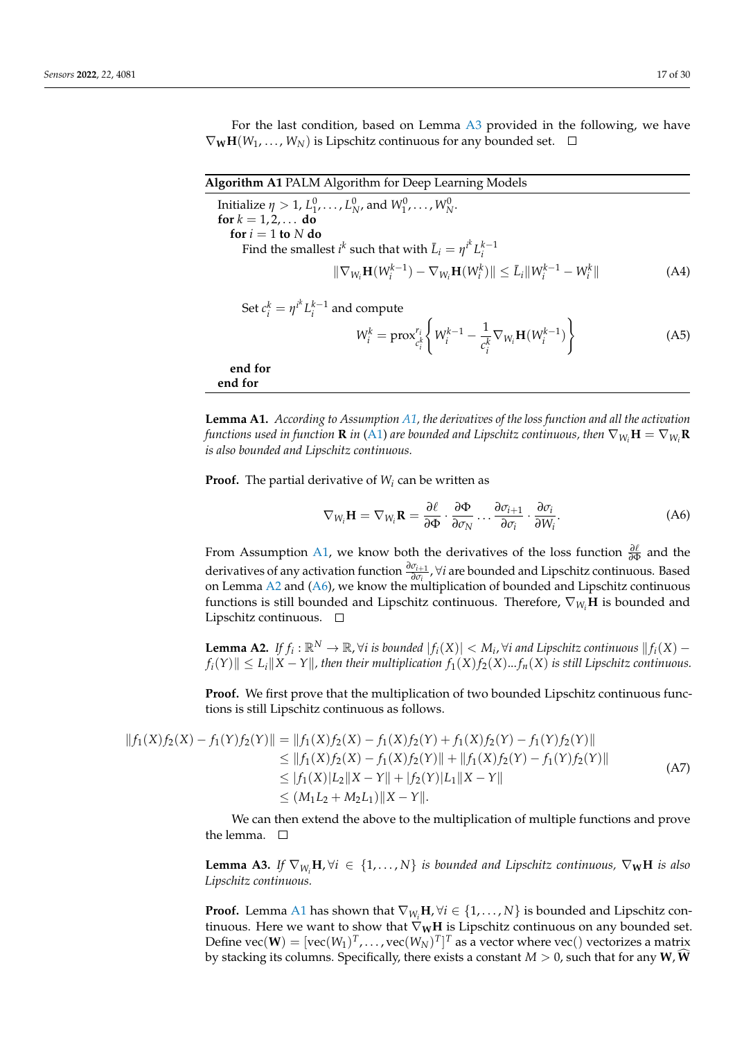For the last condition, based on Lemma A3 provided in the following, we have $\nabla_{\mathbf{W}}\mathbf{H}(W_1, \ldots, W_N)$ is Lipschitz continuous for any bounded set. □

---

**Algorithm A1** PALM Algorithm for Deep Learning Models

---

Initialize $\eta > 1$, $L_1^0, \ldots, L_N^0$, and $W_1^0, \ldots, W_N^0$.
**for** $k = 1, 2, \ldots$ **do**
  **for** $i = 1$ **to** $N$ **do**
    Find the smallest $i^k$ such that with $\bar{L}_i = \eta^{i^k} L_i^{k-1}$

$$\|\nabla_{W_i}\mathbf{H}(W_i^{k-1}) - \nabla_{W_i}\mathbf{H}(W_i^k)\| \leq \bar{L}_i \|W_i^{k-1} - W_i^k\| \tag{A4}$$

    Set $c_i^k = \eta^{i^k} L_i^{k-1}$ and compute

$$W_i^k = \mathrm{prox}_{c_i^k}^{r_i}\left\{ W_i^{k-1} - \frac{1}{c_i^k}\nabla_{W_i}\mathbf{H}(W_i^{k-1}) \right\} \tag{A5}$$

  **end for**
**end for**

---

**Lemma A1.** *According to Assumption A1, the derivatives of the loss function and all the activation functions used in function* $\mathbf{R}$ *in (A1) are bounded and Lipschitz continuous, then* $\nabla_{W_i}\mathbf{H} = \nabla_{W_i}\mathbf{R}$ *is also bounded and Lipschitz continuous.*

**Proof.** The partial derivative of $W_i$ can be written as

$$\nabla_{W_i}\mathbf{H} = \nabla_{W_i}\mathbf{R} = \frac{\partial \ell}{\partial \Phi} \cdot \frac{\partial \Phi}{\partial \sigma_N} \cdots \frac{\partial \sigma_{i+1}}{\partial \sigma_i} \cdot \frac{\partial \sigma_i}{\partial W_i}. \tag{A6}$$

From Assumption A1, we know both the derivatives of the loss function $\frac{\partial \ell}{\partial \Phi}$ and the derivatives of any activation function $\frac{\partial \sigma_{i+1}}{\partial \sigma_i}, \forall i$ are bounded and Lipschitz continuous. Based on Lemma A2 and (A6), we know the multiplication of bounded and Lipschitz continuous functions is still bounded and Lipschitz continuous. Therefore, $\nabla_{W_i}\mathbf{H}$ is bounded and Lipschitz continuous. □

**Lemma A2.** *If* $f_i : \mathbb{R}^N \to \mathbb{R}, \forall i$ *is bounded* $|f_i(X)| < M_i, \forall i$ *and Lipschitz continuous* $\|f_i(X) - f_i(Y)\| \leq L_i\|X - Y\|$*, then their multiplication* $f_1(X)f_2(X)\ldots f_n(X)$ *is still Lipschitz continuous.*

**Proof.** We first prove that the multiplication of two bounded Lipschitz continuous functions is still Lipschitz continuous as follows.

$$\begin{aligned}
\|f_1(X)f_2(X) - f_1(Y)f_2(Y)\| &= \|f_1(X)f_2(X) - f_1(X)f_2(Y) + f_1(X)f_2(Y) - f_1(Y)f_2(Y)\| \\
&\leq \|f_1(X)f_2(X) - f_1(X)f_2(Y)\| + \|f_1(X)f_2(Y) - f_1(Y)f_2(Y)\| \\
&\leq |f_1(X)|L_2\|X - Y\| + |f_2(Y)|L_1\|X - Y\| \\
&\leq (M_1L_2 + M_2L_1)\|X - Y\|.
\end{aligned} \tag{A7}$$

We can then extend the above to the multiplication of multiple functions and prove the lemma. □

**Lemma A3.** *If* $\nabla_{W_i}\mathbf{H}, \forall i \in \{1, \ldots, N\}$ *is bounded and Lipschitz continuous,* $\nabla_{\mathbf{W}}\mathbf{H}$ *is also Lipschitz continuous.*

**Proof.** Lemma A1 has shown that $\nabla_{W_i}\mathbf{H}, \forall i \in \{1, \ldots, N\}$ is bounded and Lipschitz continuous. Here we want to show that $\nabla_{\mathbf{W}}\mathbf{H}$ is Lipschitz continuous on any bounded set. Define $\mathrm{vec}(\mathbf{W}) = [\mathrm{vec}(W_1)^T, \ldots, \mathrm{vec}(W_N)^T]^T$ as a vector where vec() vectorizes a matrix by stacking its columns. Specifically, there exists a constant $M > 0$, such that for any $\mathbf{W}, \widehat{\mathbf{W}}$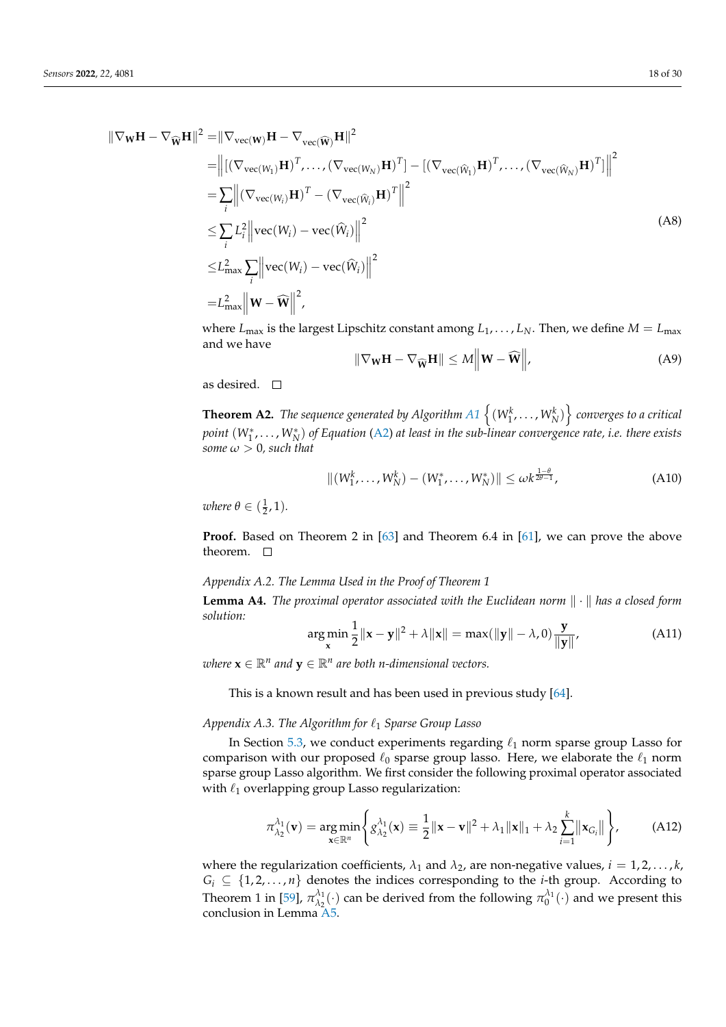$$
\begin{aligned}
\|\nabla_{\mathbf{W}}\mathbf{H} - \nabla_{\widehat{\mathbf{W}}}\mathbf{H}\|^2 =& \|\nabla_{\mathrm{vec}(\mathbf{W})}\mathbf{H} - \nabla_{\mathrm{vec}(\widehat{\mathbf{W}})}\mathbf{H}\|^2 \\
=& \Big\| [(\nabla_{\mathrm{vec}(W_1)}\mathbf{H})^T, \ldots, (\nabla_{\mathrm{vec}(W_N)}\mathbf{H})^T] - [(\nabla_{\mathrm{vec}(\widehat{W}_1)}\mathbf{H})^T, \ldots, (\nabla_{\mathrm{vec}(\widehat{W}_N)}\mathbf{H})^T] \Big\|^2 \\
=& \sum_i \Big\| (\nabla_{\mathrm{vec}(W_i)}\mathbf{H})^T - (\nabla_{\mathrm{vec}(\widehat{W}_i)}\mathbf{H})^T \Big\|^2 \\
\leq& \sum_i L_i^2 \Big\| \mathrm{vec}(W_i) - \mathrm{vec}(\widehat{W}_i) \Big\|^2 \\
\leq& L_{\max}^2 \sum_i \Big\| \mathrm{vec}(W_i) - \mathrm{vec}(\widehat{W}_i) \Big\|^2 \\
=& L_{\max}^2 \Big\| \mathbf{W} - \widehat{\mathbf{W}} \Big\|^2,
\end{aligned}
\tag{A8}
$$

where $L_{\max}$ is the largest Lipschitz constant among $L_1, \ldots, L_N$. Then, we define $M = L_{\max}$ and we have

$$
\|\nabla_{\mathbf{W}}\mathbf{H} - \nabla_{\widehat{\mathbf{W}}}\mathbf{H}\| \leq M \Big\| \mathbf{W} - \widehat{\mathbf{W}} \Big\|, \tag{A9}
$$

as desired. □

**Theorem A2.** *The sequence generated by Algorithm A1 $\left\{ (W_1^k, \ldots, W_N^k) \right\}$ converges to a critical point $(W_1^*, \ldots, W_N^*)$ of Equation (A2) at least in the sub-linear convergence rate, i.e. there exists some $\omega > 0$, such that*

$$
\|(W_1^k, \ldots, W_N^k) - (W_1^*, \ldots, W_N^*)\| \leq \omega k^{\frac{1-\theta}{2\theta-1}}, \tag{A10}
$$

*where $\theta \in (\frac{1}{2}, 1)$.*

**Proof.** Based on Theorem 2 in [63] and Theorem 6.4 in [61], we can prove the above theorem. □

*Appendix A.2. The Lemma Used in the Proof of Theorem 1*

**Lemma A4.** *The proximal operator associated with the Euclidean norm $\|\cdot\|$ has a closed form solution:*

$$
\arg\min_{\mathbf{x}} \frac{1}{2}\|\mathbf{x} - \mathbf{y}\|^2 + \lambda\|\mathbf{x}\| = \max(\|\mathbf{y}\| - \lambda, 0)\frac{\mathbf{y}}{\|\mathbf{y}\|}, \tag{A11}
$$

*where $\mathbf{x} \in \mathbb{R}^n$ and $\mathbf{y} \in \mathbb{R}^n$ are both n-dimensional vectors.*

This is a known result and has been used in previous study [64].

*Appendix A.3. The Algorithm for $\ell_1$ Sparse Group Lasso*

In Section 5.3, we conduct experiments regarding $\ell_1$ norm sparse group Lasso for comparison with our proposed $\ell_0$ sparse group lasso. Here, we elaborate the $\ell_1$ norm sparse group Lasso algorithm. We first consider the following proximal operator associated with $\ell_1$ overlapping group Lasso regularization:

$$
\pi_{\lambda_2}^{\lambda_1}(\mathbf{v}) = \arg\min_{\mathbf{x} \in \mathbb{R}^n} \left\{ g_{\lambda_2}^{\lambda_1}(\mathbf{x}) \equiv \frac{1}{2}\|\mathbf{x} - \mathbf{v}\|^2 + \lambda_1\|\mathbf{x}\|_1 + \lambda_2 \sum_{i=1}^{k} \Big\| \mathbf{x}_{G_i} \Big\| \right\}, \tag{A12}
$$

where the regularization coefficients, $\lambda_1$ and $\lambda_2$, are non-negative values, $i = 1, 2, \ldots, k$, $G_i \subseteq \{1, 2, \ldots, n\}$ denotes the indices corresponding to the $i$-th group. According to Theorem 1 in [59], $\pi_{\lambda_2}^{\lambda_1}(\cdot)$ can be derived from the following $\pi_0^{\lambda_1}(\cdot)$ and we present this conclusion in Lemma A5.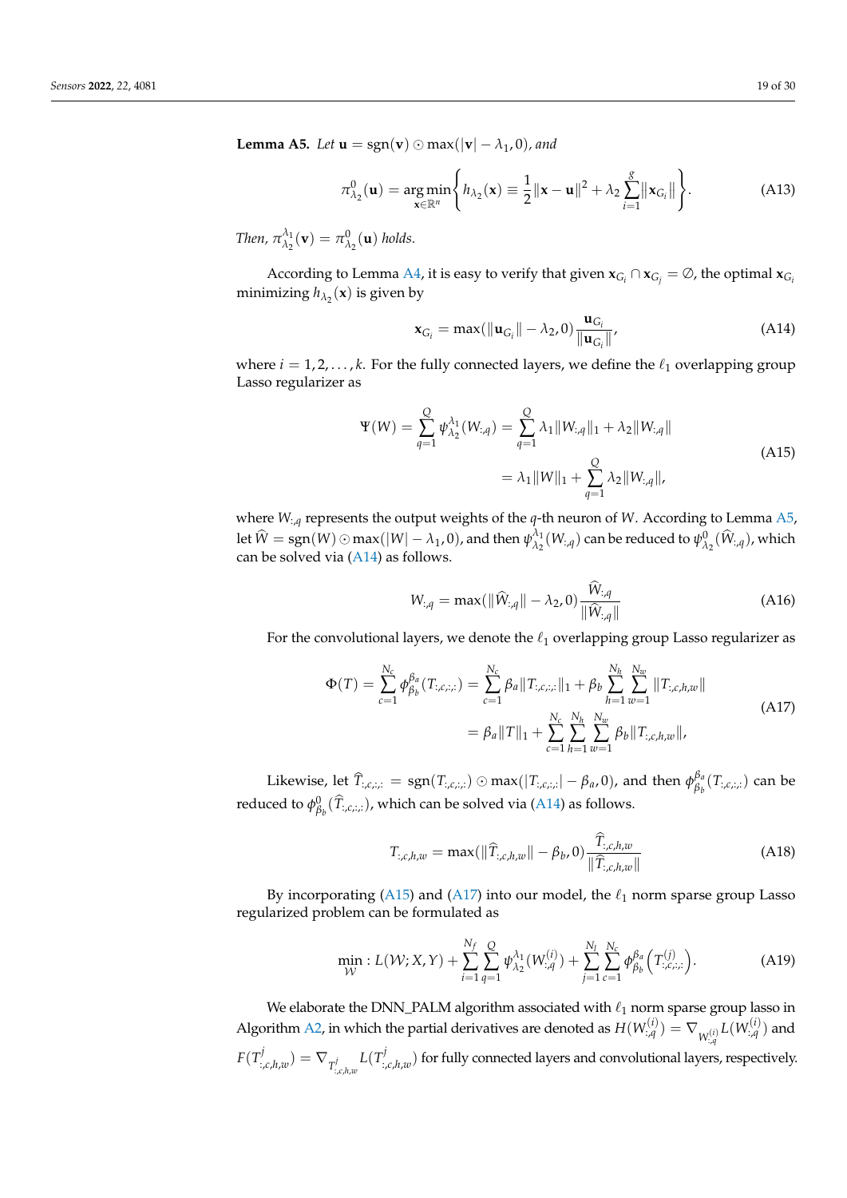**Lemma A5.** *Let* $\mathbf{u} = \text{sgn}(\mathbf{v}) \odot \max(|\mathbf{v}| - \lambda_1, 0)$*, and*

$$\pi^0_{\lambda_2}(\mathbf{u}) = \underset{\mathbf{x}\in\mathbb{R}^n}{\arg\min}\left\{ h_{\lambda_2}(\mathbf{x}) \equiv \frac{1}{2}\|\mathbf{x} - \mathbf{u}\|^2 + \lambda_2 \sum_{i=1}^{g} \|\mathbf{x}_{G_i}\| \right\}. \tag{A13}$$

*Then,* $\pi^{\lambda_1}_{\lambda_2}(\mathbf{v}) = \pi^0_{\lambda_2}(\mathbf{u})$ *holds.*

According to Lemma A4, it is easy to verify that given $\mathbf{x}_{G_i} \cap \mathbf{x}_{G_j} = \emptyset$, the optimal $\mathbf{x}_{G_i}$ minimizing $h_{\lambda_2}(\mathbf{x})$ is given by

$$\mathbf{x}_{G_i} = \max(\|\mathbf{u}_{G_i}\| - \lambda_2, 0)\frac{\mathbf{u}_{G_i}}{\|\mathbf{u}_{G_i}\|}, \tag{A14}$$

where $i = 1, 2, \ldots, k$. For the fully connected layers, we define the $\ell_1$ overlapping group Lasso regularizer as

$$\begin{aligned}\Psi(W) = \sum_{q=1}^{Q} \psi^{\lambda_1}_{\lambda_2}(W_{:,q}) &= \sum_{q=1}^{Q} \lambda_1 \|W_{:,q}\|_1 + \lambda_2 \|W_{:,q}\| \\ &= \lambda_1 \|W\|_1 + \sum_{q=1}^{Q} \lambda_2 \|W_{:,q}\|,\end{aligned} \tag{A15}$$

where $W_{:,q}$ represents the output weights of the $q$-th neuron of $W$. According to Lemma A5, let $\widehat{W} = \text{sgn}(W) \odot \max(|W| - \lambda_1, 0)$, and then $\psi^{\lambda_1}_{\lambda_2}(W_{:,q})$ can be reduced to $\psi^0_{\lambda_2}(\widehat{W}_{:,q})$, which can be solved via (A14) as follows.

$$W_{:,q} = \max(\|\widehat{W}_{:,q}\| - \lambda_2, 0)\frac{\widehat{W}_{:,q}}{\|\widehat{W}_{:,q}\|} \tag{A16}$$

For the convolutional layers, we denote the $\ell_1$ overlapping group Lasso regularizer as

$$\begin{aligned}\Phi(T) = \sum_{c=1}^{N_c} \phi^{\beta_a}_{\beta_b}(T_{:,c,:,:}) &= \sum_{c=1}^{N_c} \beta_a \|T_{:,c,:,:}\|_1 + \beta_b \sum_{h=1}^{N_h} \sum_{w=1}^{N_w} \|T_{:,c,h,w}\| \\ &= \beta_a \|T\|_1 + \sum_{c=1}^{N_c} \sum_{h=1}^{N_h} \sum_{w=1}^{N_w} \beta_b \|T_{:,c,h,w}\|,\end{aligned} \tag{A17}$$

Likewise, let $\widehat{T}_{:,c,:,:} = \text{sgn}(T_{:,c,:,:}) \odot \max(|T_{:,c,:,:}| - \beta_a, 0)$, and then $\phi^{\beta_a}_{\beta_b}(T_{:,c,:,:})$ can be reduced to $\phi^0_{\beta_b}(\widehat{T}_{:,c,:,:})$, which can be solved via (A14) as follows.

$$T_{:,c,h,w} = \max(\|\widehat{T}_{:,c,h,w}\| - \beta_b, 0)\frac{\widehat{T}_{:,c,h,w}}{\|\widehat{T}_{:,c,h,w}\|} \tag{A18}$$

By incorporating (A15) and (A17) into our model, the $\ell_1$ norm sparse group Lasso regularized problem can be formulated as

$$\min_{\mathcal{W}} : L(\mathcal{W}; X, Y) + \sum_{i=1}^{N_f} \sum_{q=1}^{Q} \psi^{\lambda_1}_{\lambda_2}(W^{(i)}_{:,q}) + \sum_{j=1}^{N_l} \sum_{c=1}^{N_c} \phi^{\beta_a}_{\beta_b}\left(T^{(j)}_{:,c,:,:}\right). \tag{A19}$$

We elaborate the DNN_PALM algorithm associated with $\ell_1$ norm sparse group lasso in Algorithm A2, in which the partial derivatives are denoted as $H(W^{(i)}_{:,q}) = \nabla_{W^{(i)}_{:,q}} L(W^{(i)}_{:,q})$ and $F(T^j_{:,c,h,w}) = \nabla_{T^j_{:,c,h,w}} L(T^j_{:,c,h,w})$ for fully connected layers and convolutional layers, respectively.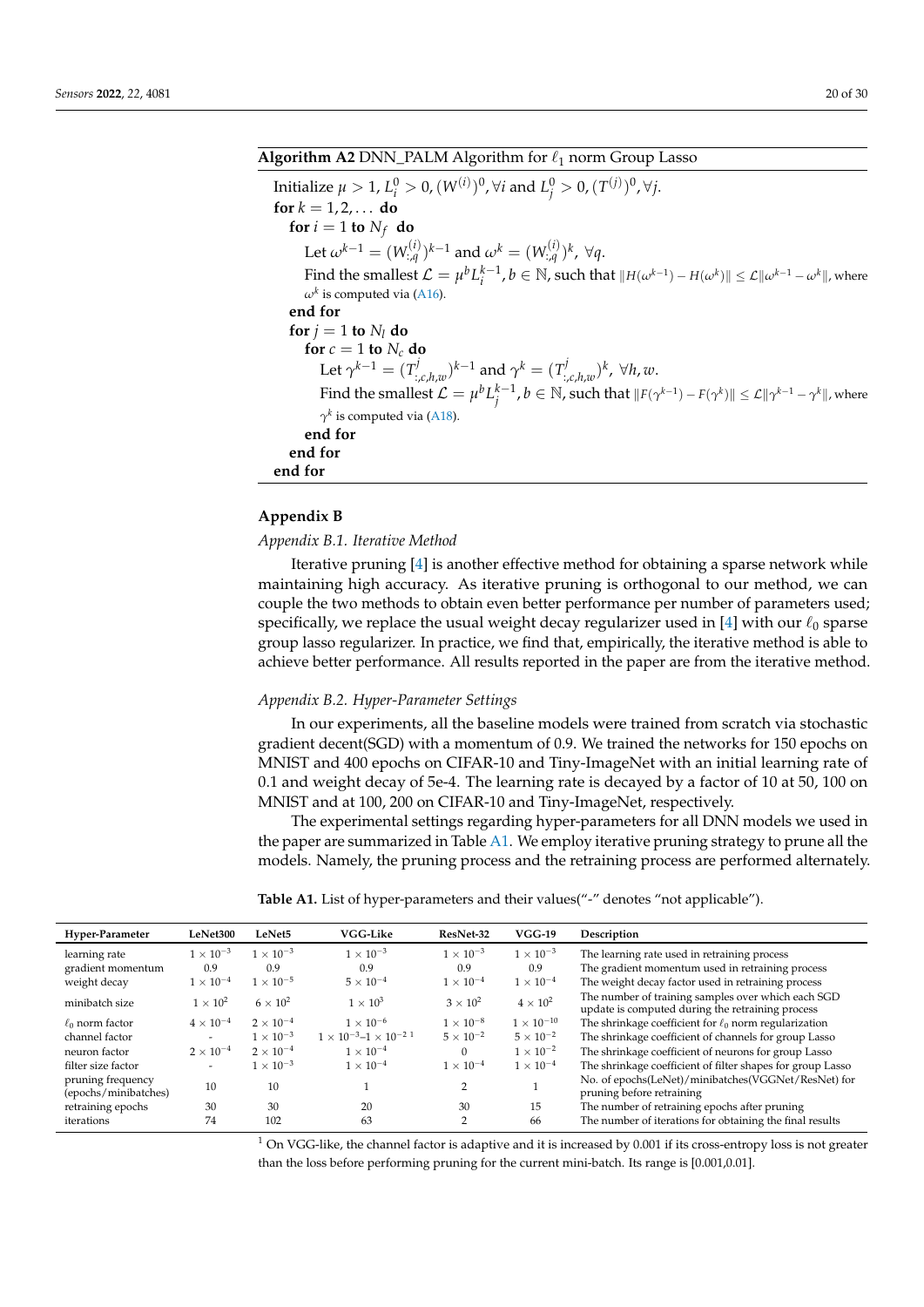**Algorithm A2** DNN_PALM Algorithm for $\ell_1$ norm Group Lasso

Initialize $\mu > 1$, $L_i^0 > 0$, $(W^{(i)})^0, \forall i$ and $L_j^0 > 0$, $(T^{(j)})^0, \forall j$.
**for** $k = 1, 2, \dots$ **do**
  **for** $i = 1$ **to** $N_f$ **do**
    Let $\omega^{k-1} = (W^{(i)}_{:,q})^{k-1}$ and $\omega^k = (W^{(i)}_{:,q})^k$, $\forall q$.
    Find the smallest $\mathcal{L} = \mu^b L_i^{k-1}, b \in \mathbb{N}$, such that $\|H(\omega^{k-1}) - H(\omega^k)\| \leq \mathcal{L}\|\omega^{k-1} - \omega^k\|$, where $\omega^k$ is computed via (A16).
  **end for**
  **for** $j = 1$ **to** $N_l$ **do**
    **for** $c = 1$ **to** $N_c$ **do**
      Let $\gamma^{k-1} = (T^j_{:,c,h,w})^{k-1}$ and $\gamma^k = (T^j_{:,c,h,w})^k$, $\forall h, w$.
      Find the smallest $\mathcal{L} = \mu^b L_j^{k-1}, b \in \mathbb{N}$, such that $\|F(\gamma^{k-1}) - F(\gamma^k)\| \leq \mathcal{L}\|\gamma^{k-1} - \gamma^k\|$, where $\gamma^k$ is computed via (A18).
    **end for**
  **end for**
**end for**

## Appendix B

### *Appendix B.1. Iterative Method*

Iterative pruning [4] is another effective method for obtaining a sparse network while maintaining high accuracy. As iterative pruning is orthogonal to our method, we can couple the two methods to obtain even better performance per number of parameters used; specifically, we replace the usual weight decay regularizer used in [4] with our $\ell_0$ sparse group lasso regularizer. In practice, we find that, empirically, the iterative method is able to achieve better performance. All results reported in the paper are from the iterative method.

### *Appendix B.2. Hyper-Parameter Settings*

In our experiments, all the baseline models were trained from scratch via stochastic gradient decent(SGD) with a momentum of 0.9. We trained the networks for 150 epochs on MNIST and 400 epochs on CIFAR-10 and Tiny-ImageNet with an initial learning rate of 0.1 and weight decay of 5e-4. The learning rate is decayed by a factor of 10 at 50, 100 on MNIST and at 100, 200 on CIFAR-10 and Tiny-ImageNet, respectively.

The experimental settings regarding hyper-parameters for all DNN models we used in the paper are summarized in Table A1. We employ iterative pruning strategy to prune all the models. Namely, the pruning process and the retraining process are performed alternately.

**Table A1.** List of hyper-parameters and their values("-" denotes "not applicable").

| Hyper-Parameter | LeNet300 | LeNet5 | VGG-Like | ResNet-32 | VGG-19 | Description |
|---|---|---|---|---|---|---|
| learning rate | $1 \times 10^{-3}$ | $1 \times 10^{-3}$ | $1 \times 10^{-3}$ | $1 \times 10^{-3}$ | $1 \times 10^{-3}$ | The learning rate used in retraining process |
| gradient momentum | 0.9 | 0.9 | 0.9 | 0.9 | 0.9 | The gradient momentum used in retraining process |
| weight decay | $1 \times 10^{-4}$ | $1 \times 10^{-5}$ | $5 \times 10^{-4}$ | $1 \times 10^{-4}$ | $1 \times 10^{-4}$ | The weight decay factor used in retraining process |
| minibatch size | $1 \times 10^{2}$ | $6 \times 10^{2}$ | $1 \times 10^{3}$ | $3 \times 10^{2}$ | $4 \times 10^{2}$ | The number of training samples over which each SGD update is computed during the retraining process |
| $\ell_0$ norm factor | $4 \times 10^{-4}$ | $2 \times 10^{-4}$ | $1 \times 10^{-6}$ | $1 \times 10^{-8}$ | $1 \times 10^{-10}$ | The shrinkage coefficient for $\ell_0$ norm regularization |
| channel factor | - | $1 \times 10^{-3}$ | $1 \times 10^{-3}$–$1 \times 10^{-2}$ [1] | $5 \times 10^{-2}$ | $5 \times 10^{-2}$ | The shrinkage coefficient of channels for group Lasso |
| neuron factor | $2 \times 10^{-4}$ | $2 \times 10^{-4}$ | $1 \times 10^{-4}$ | 0 | $1 \times 10^{-2}$ | The shrinkage coefficient of neurons for group Lasso |
| filter size factor | - | $1 \times 10^{-3}$ | $1 \times 10^{-4}$ | $1 \times 10^{-4}$ | $1 \times 10^{-4}$ | The shrinkage coefficient of filter shapes for group Lasso |
| pruning frequency (epochs/minibatches) | 10 | 10 | 1 | 2 | 1 | No. of epochs(LeNet)/minibatches(VGGNet/ResNet) for pruning before retraining |
| retraining epochs | 30 | 30 | 20 | 30 | 15 | The number of retraining epochs after pruning |
| iterations | 74 | 102 | 63 | 2 | 66 | The number of iterations for obtaining the final results |

[1] On VGG-like, the channel factor is adaptive and it is increased by 0.001 if its cross-entropy loss is not greater than the loss before performing pruning for the current mini-batch. Its range is [0.001,0.01].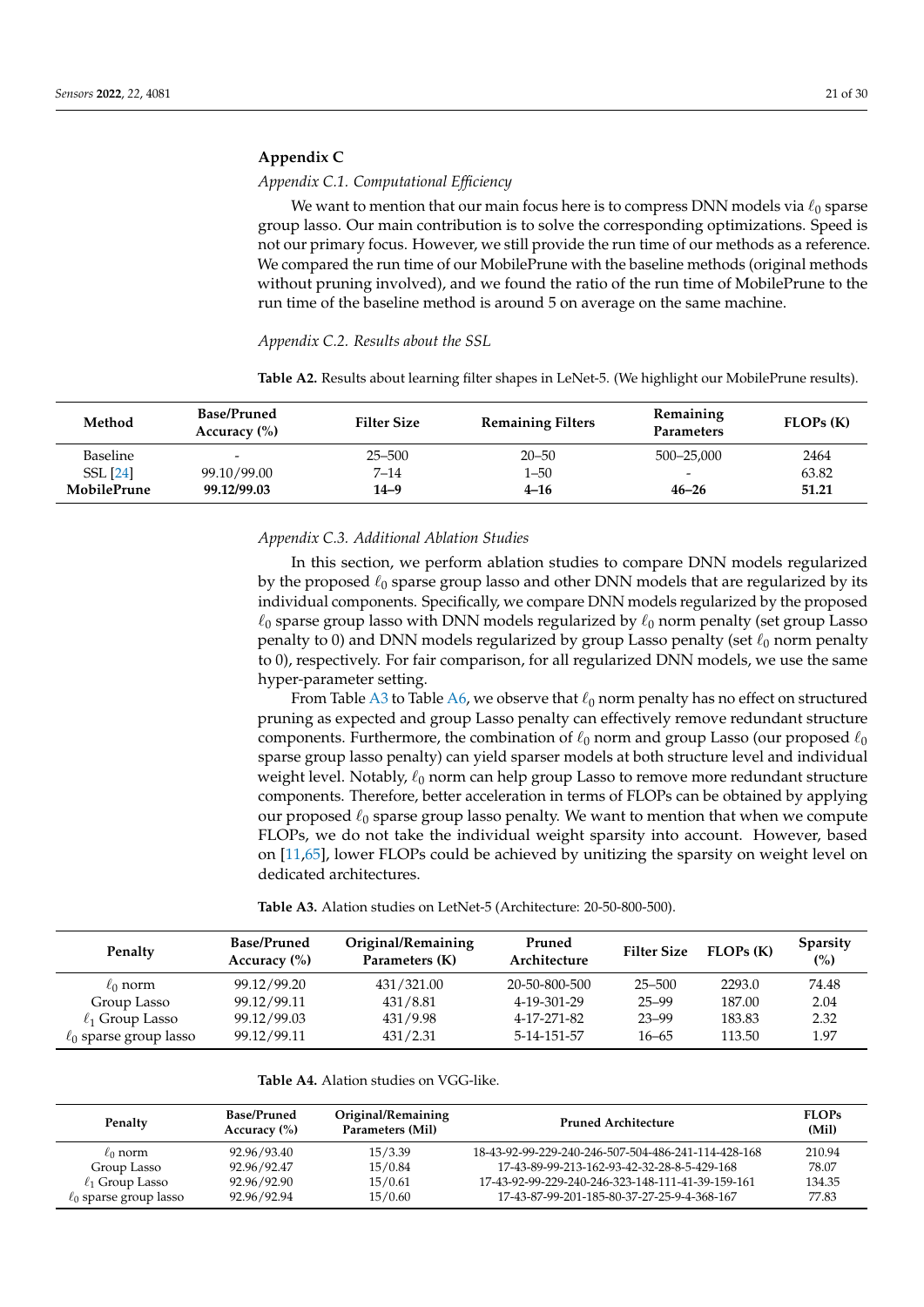## Appendix C

### *Appendix C.1. Computational Efficiency*

We want to mention that our main focus here is to compress DNN models via $\ell_0$ sparse group lasso. Our main contribution is to solve the corresponding optimizations. Speed is not our primary focus. However, we still provide the run time of our methods as a reference. We compared the run time of our MobilePrune with the baseline methods (original methods without pruning involved), and we found the ratio of the run time of MobilePrune to the run time of the baseline method is around 5 on average on the same machine.

### *Appendix C.2. Results about the SSL*

**Table A2.** Results about learning filter shapes in LeNet-5. (We highlight our MobilePrune results).

| Method | Base/Pruned Accuracy (%) | Filter Size | Remaining Filters | Remaining Parameters | FLOPs (K) |
|---|---|---|---|---|---|
| Baseline | - | 25–500 | 20–50 | 500–25,000 | 2464 |
| SSL [24] | 99.10/99.00 | 7–14 | 1–50 | - | 63.82 |
| **MobilePrune** | **99.12/99.03** | **14–9** | **4–16** | **46–26** | **51.21** |

### *Appendix C.3. Additional Ablation Studies*

In this section, we perform ablation studies to compare DNN models regularized by the proposed $\ell_0$ sparse group lasso and other DNN models that are regularized by its individual components. Specifically, we compare DNN models regularized by the proposed $\ell_0$ sparse group lasso with DNN models regularized by $\ell_0$ norm penalty (set group Lasso penalty to 0) and DNN models regularized by group Lasso penalty (set $\ell_0$ norm penalty to 0), respectively. For fair comparison, for all regularized DNN models, we use the same hyper-parameter setting.

From Table A3 to Table A6, we observe that $\ell_0$ norm penalty has no effect on structured pruning as expected and group Lasso penalty can effectively remove redundant structure components. Furthermore, the combination of $\ell_0$ norm and group Lasso (our proposed $\ell_0$ sparse group lasso penalty) can yield sparser models at both structure level and individual weight level. Notably, $\ell_0$ norm can help group Lasso to remove more redundant structure components. Therefore, better acceleration in terms of FLOPs can be obtained by applying our proposed $\ell_0$ sparse group lasso penalty. We want to mention that when we compute FLOPs, we do not take the individual weight sparsity into account. However, based on [11,65], lower FLOPs could be achieved by unitizing the sparsity on weight level on dedicated architectures.

**Table A3.** Alation studies on LetNet-5 (Architecture: 20-50-800-500).

| Penalty | Base/Pruned Accuracy (%) | Original/Remaining Parameters (K) | Pruned Architecture | Filter Size | FLOPs (K) | Sparsity (%) |
|---|---|---|---|---|---|---|
| $\ell_0$ norm | 99.12/99.20 | 431/321.00 | 20-50-800-500 | 25–500 | 2293.0 | 74.48 |
| Group Lasso | 99.12/99.11 | 431/8.81 | 4-19-301-29 | 25–99 | 187.00 | 2.04 |
| $\ell_1$ Group Lasso | 99.12/99.03 | 431/9.98 | 4-17-271-82 | 23–99 | 183.83 | 2.32 |
| $\ell_0$ sparse group lasso | 99.12/99.11 | 431/2.31 | 5-14-151-57 | 16–65 | 113.50 | 1.97 |

**Table A4.** Alation studies on VGG-like.

| Penalty | Base/Pruned Accuracy (%) | Original/Remaining Parameters (Mil) | Pruned Architecture | FLOPs (Mil) |
|---|---|---|---|---|
| $\ell_0$ norm | 92.96/93.40 | 15/3.39 | 18-43-92-99-229-240-246-507-504-486-241-114-428-168 | 210.94 |
| Group Lasso | 92.96/92.47 | 15/0.84 | 17-43-89-99-213-162-93-42-32-28-8-5-429-168 | 78.07 |
| $\ell_1$ Group Lasso | 92.96/92.90 | 15/0.61 | 17-43-92-99-229-240-246-323-148-111-41-39-159-161 | 134.35 |
| $\ell_0$ sparse group lasso | 92.96/92.94 | 15/0.60 | 17-43-87-99-201-185-80-37-27-25-9-4-368-167 | 77.83 |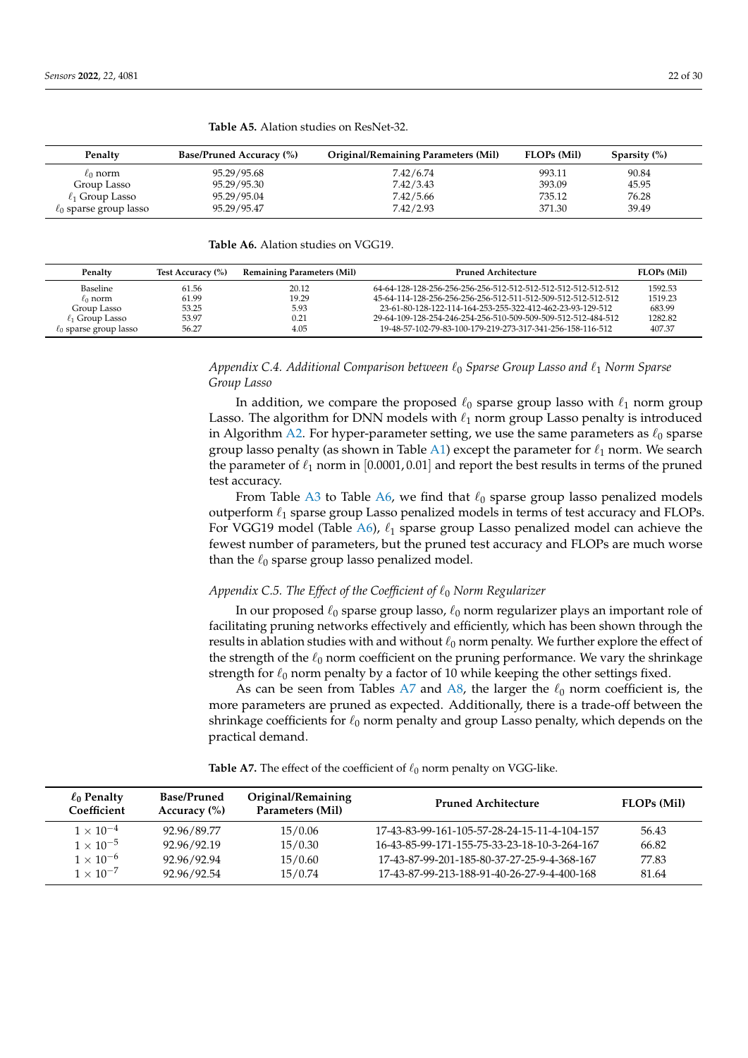**Table A5.** Alation studies on ResNet-32.

| Penalty | Base/Pruned Accuracy (%) | Original/Remaining Parameters (Mil) | FLOPs (Mil) | Sparsity (%) |
|---|---|---|---|---|
| $\ell_0$ norm | 95.29/95.68 | 7.42/6.74 | 993.11 | 90.84 |
| Group Lasso | 95.29/95.30 | 7.42/3.43 | 393.09 | 45.95 |
| $\ell_1$ Group Lasso | 95.29/95.04 | 7.42/5.66 | 735.12 | 76.28 |
| $\ell_0$ sparse group lasso | 95.29/95.47 | 7.42/2.93 | 371.30 | 39.49 |

**Table A6.** Alation studies on VGG19.

| Penalty | Test Accuracy (%) | Remaining Parameters (Mil) | Pruned Architecture | FLOPs (Mil) |
|---|---|---|---|---|
| Baseline | 61.56 | 20.12 | 64-64-128-128-256-256-256-256-512-512-512-512-512-512-512-512 | 1592.53 |
| $\ell_0$ norm | 61.99 | 19.29 | 45-64-114-128-256-256-256-256-512-511-512-509-512-512-512-512 | 1519.23 |
| Group Lasso | 53.25 | 5.93 | 23-61-80-128-122-114-164-253-255-322-412-462-23-93-129-512 | 683.99 |
| $\ell_1$ Group Lasso | 53.97 | 0.21 | 29-64-109-128-254-246-254-256-510-509-509-509-512-512-484-512 | 1282.82 |
| $\ell_0$ sparse group lasso | 56.27 | 4.05 | 19-48-57-102-79-83-100-179-219-273-317-341-256-158-116-512 | 407.37 |

### *Appendix C.4. Additional Comparison between $\ell_0$ Sparse Group Lasso and $\ell_1$ Norm Sparse Group Lasso*

In addition, we compare the proposed $\ell_0$ sparse group lasso with $\ell_1$ norm group Lasso. The algorithm for DNN models with $\ell_1$ norm group Lasso penalty is introduced in Algorithm A2. For hyper-parameter setting, we use the same parameters as $\ell_0$ sparse group lasso penalty (as shown in Table A1) except the parameter for $\ell_1$ norm. We search the parameter of $\ell_1$ norm in $[0.0001, 0.01]$ and report the best results in terms of the pruned test accuracy.

From Table A3 to Table A6, we find that $\ell_0$ sparse group lasso penalized models outperform $\ell_1$ sparse group Lasso penalized models in terms of test accuracy and FLOPs. For VGG19 model (Table A6), $\ell_1$ sparse group Lasso penalized model can achieve the fewest number of parameters, but the pruned test accuracy and FLOPs are much worse than the $\ell_0$ sparse group lasso penalized model.

### *Appendix C.5. The Effect of the Coefficient of $\ell_0$ Norm Regularizer*

In our proposed $\ell_0$ sparse group lasso, $\ell_0$ norm regularizer plays an important role of facilitating pruning networks effectively and efficiently, which has been shown through the results in ablation studies with and without $\ell_0$ norm penalty. We further explore the effect of the strength of the $\ell_0$ norm coefficient on the pruning performance. We vary the shrinkage strength for $\ell_0$ norm penalty by a factor of 10 while keeping the other settings fixed.

As can be seen from Tables A7 and A8, the larger the $\ell_0$ norm coefficient is, the more parameters are pruned as expected. Additionally, there is a trade-off between the shrinkage coefficients for $\ell_0$ norm penalty and group Lasso penalty, which depends on the practical demand.

**Table A7.** The effect of the coefficient of $\ell_0$ norm penalty on VGG-like.

| $\ell_0$ Penalty Coefficient | Base/Pruned Accuracy (%) | Original/Remaining Parameters (Mil) | Pruned Architecture | FLOPs (Mil) |
|---|---|---|---|---|
| $1 \times 10^{-4}$ | 92.96/89.77 | 15/0.06 | 17-43-83-99-161-105-57-28-24-15-11-4-104-157 | 56.43 |
| $1 \times 10^{-5}$ | 92.96/92.19 | 15/0.30 | 16-43-85-99-171-155-75-33-23-18-10-3-264-167 | 66.82 |
| $1 \times 10^{-6}$ | 92.96/92.94 | 15/0.60 | 17-43-87-99-201-185-80-37-27-25-9-4-368-167 | 77.83 |
| $1 \times 10^{-7}$ | 92.96/92.54 | 15/0.74 | 17-43-87-99-213-188-91-40-26-27-9-4-400-168 | 81.64 |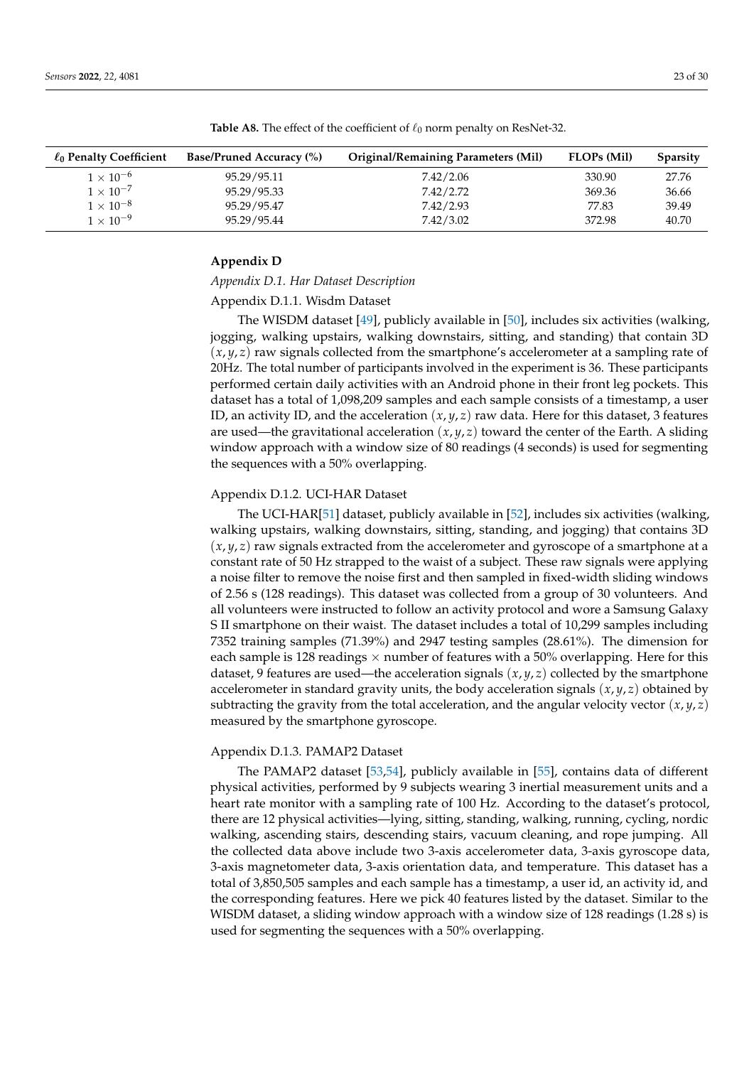**Table A8.** The effect of the coefficient of $\ell_0$ norm penalty on ResNet-32.

| $\ell_0$ Penalty Coefficient | Base/Pruned Accuracy (%) | Original/Remaining Parameters (Mil) | FLOPs (Mil) | Sparsity |
|---|---|---|---|---|
| $1 \times 10^{-6}$ | 95.29/95.11 | 7.42/2.06 | 330.90 | 27.76 |
| $1 \times 10^{-7}$ | 95.29/95.33 | 7.42/2.72 | 369.36 | 36.66 |
| $1 \times 10^{-8}$ | 95.29/95.47 | 7.42/2.93 | 77.83 | 39.49 |
| $1 \times 10^{-9}$ | 95.29/95.44 | 7.42/3.02 | 372.98 | 40.70 |

## Appendix D

### *Appendix D.1. Har Dataset Description*

#### Appendix D.1.1. Wisdm Dataset

The WISDM dataset [49], publicly available in [50], includes six activities (walking, jogging, walking upstairs, walking downstairs, sitting, and standing) that contain 3D $(x, y, z)$ raw signals collected from the smartphone's accelerometer at a sampling rate of 20Hz. The total number of participants involved in the experiment is 36. These participants performed certain daily activities with an Android phone in their front leg pockets. This dataset has a total of 1,098,209 samples and each sample consists of a timestamp, a user ID, an activity ID, and the acceleration $(x, y, z)$ raw data. Here for this dataset, 3 features are used—the gravitational acceleration $(x, y, z)$ toward the center of the Earth. A sliding window approach with a window size of 80 readings (4 seconds) is used for segmenting the sequences with a 50% overlapping.

#### Appendix D.1.2. UCI-HAR Dataset

The UCI-HAR[51] dataset, publicly available in [52], includes six activities (walking, walking upstairs, walking downstairs, sitting, standing, and jogging) that contains 3D $(x, y, z)$ raw signals extracted from the accelerometer and gyroscope of a smartphone at a constant rate of 50 Hz strapped to the waist of a subject. These raw signals were applying a noise filter to remove the noise first and then sampled in fixed-width sliding windows of 2.56 s (128 readings). This dataset was collected from a group of 30 volunteers. And all volunteers were instructed to follow an activity protocol and wore a Samsung Galaxy S II smartphone on their waist. The dataset includes a total of 10,299 samples including 7352 training samples (71.39%) and 2947 testing samples (28.61%). The dimension for each sample is 128 readings $\times$ number of features with a 50% overlapping. Here for this dataset, 9 features are used—the acceleration signals $(x, y, z)$ collected by the smartphone accelerometer in standard gravity units, the body acceleration signals $(x, y, z)$ obtained by subtracting the gravity from the total acceleration, and the angular velocity vector $(x, y, z)$ measured by the smartphone gyroscope.

#### Appendix D.1.3. PAMAP2 Dataset

The PAMAP2 dataset [53,54], publicly available in [55], contains data of different physical activities, performed by 9 subjects wearing 3 inertial measurement units and a heart rate monitor with a sampling rate of 100 Hz. According to the dataset's protocol, there are 12 physical activities—lying, sitting, standing, walking, running, cycling, nordic walking, ascending stairs, descending stairs, vacuum cleaning, and rope jumping. All the collected data above include two 3-axis accelerometer data, 3-axis gyroscope data, 3-axis magnetometer data, 3-axis orientation data, and temperature. This dataset has a total of 3,850,505 samples and each sample has a timestamp, a user id, an activity id, and the corresponding features. Here we pick 40 features listed by the dataset. Similar to the WISDM dataset, a sliding window approach with a window size of 128 readings (1.28 s) is used for segmenting the sequences with a 50% overlapping.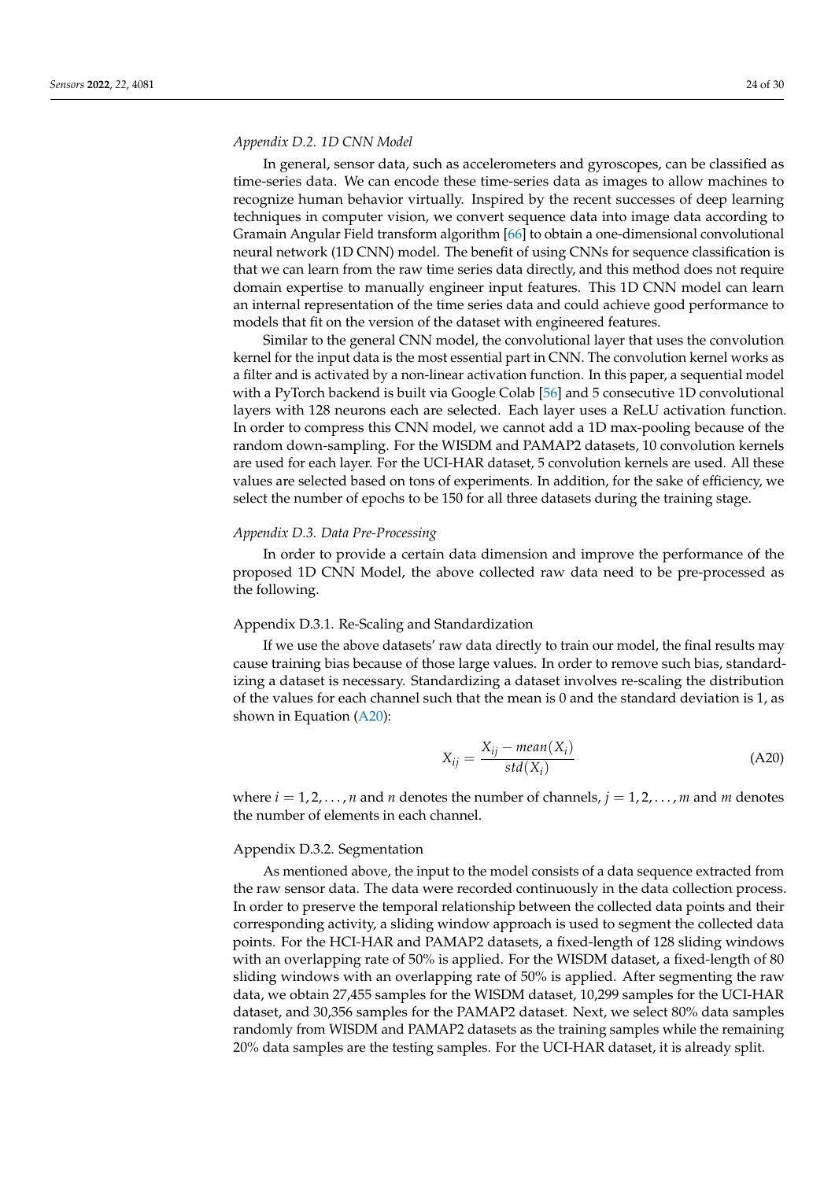*Appendix D.2. 1D CNN Model*

In general, sensor data, such as accelerometers and gyroscopes, can be classified as time-series data. We can encode these time-series data as images to allow machines to recognize human behavior virtually. Inspired by the recent successes of deep learning techniques in computer vision, we convert sequence data into image data according to Gramain Angular Field transform algorithm [66] to obtain a one-dimensional convolutional neural network (1D CNN) model. The benefit of using CNNs for sequence classification is that we can learn from the raw time series data directly, and this method does not require domain expertise to manually engineer input features. This 1D CNN model can learn an internal representation of the time series data and could achieve good performance to models that fit on the version of the dataset with engineered features.

Similar to the general CNN model, the convolutional layer that uses the convolution kernel for the input data is the most essential part in CNN. The convolution kernel works as a filter and is activated by a non-linear activation function. In this paper, a sequential model with a PyTorch backend is built via Google Colab [56] and 5 consecutive 1D convolutional layers with 128 neurons each are selected. Each layer uses a ReLU activation function. In order to compress this CNN model, we cannot add a 1D max-pooling because of the random down-sampling. For the WISDM and PAMAP2 datasets, 10 convolution kernels are used for each layer. For the UCI-HAR dataset, 5 convolution kernels are used. All these values are selected based on tons of experiments. In addition, for the sake of efficiency, we select the number of epochs to be 150 for all three datasets during the training stage.

*Appendix D.3. Data Pre-Processing*

In order to provide a certain data dimension and improve the performance of the proposed 1D CNN Model, the above collected raw data need to be pre-processed as the following.

Appendix D.3.1. Re-Scaling and Standardization

If we use the above datasets' raw data directly to train our model, the final results may cause training bias because of those large values. In order to remove such bias, standardizing a dataset is necessary. Standardizing a dataset involves re-scaling the distribution of the values for each channel such that the mean is 0 and the standard deviation is 1, as shown in Equation (A20):

$$X_{ij} = \frac{X_{ij} - mean(X_i)}{std(X_i)} \tag{A20}$$

where $i = 1, 2, \ldots, n$ and $n$ denotes the number of channels, $j = 1, 2, \ldots, m$ and $m$ denotes the number of elements in each channel.

Appendix D.3.2. Segmentation

As mentioned above, the input to the model consists of a data sequence extracted from the raw sensor data. The data were recorded continuously in the data collection process. In order to preserve the temporal relationship between the collected data points and their corresponding activity, a sliding window approach is used to segment the collected data points. For the HCI-HAR and PAMAP2 datasets, a fixed-length of 128 sliding windows with an overlapping rate of 50% is applied. For the WISDM dataset, a fixed-length of 80 sliding windows with an overlapping rate of 50% is applied. After segmenting the raw data, we obtain 27,455 samples for the WISDM dataset, 10,299 samples for the UCI-HAR dataset, and 30,356 samples for the PAMAP2 dataset. Next, we select 80% data samples randomly from WISDM and PAMAP2 datasets as the training samples while the remaining 20% data samples are the testing samples. For the UCI-HAR dataset, it is already split.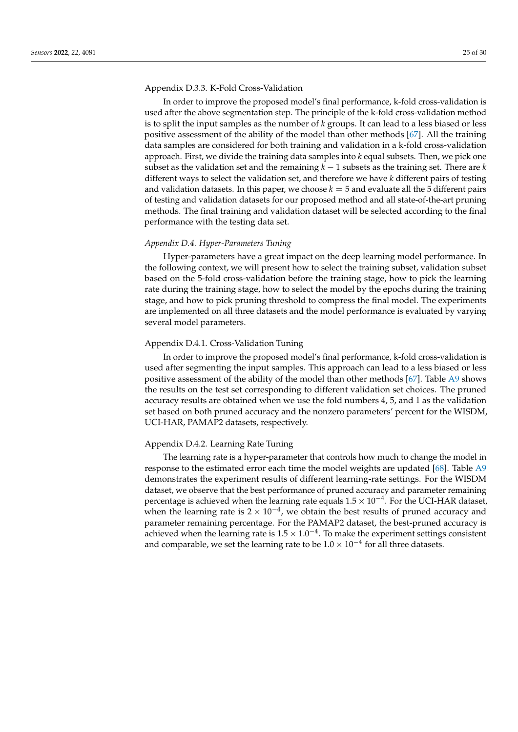#### Appendix D.3.3. K-Fold Cross-Validation

In order to improve the proposed model's final performance, k-fold cross-validation is used after the above segmentation step. The principle of the k-fold cross-validation method is to split the input samples as the number of $k$ groups. It can lead to a less biased or less positive assessment of the ability of the model than other methods [67]. All the training data samples are considered for both training and validation in a k-fold cross-validation approach. First, we divide the training data samples into $k$ equal subsets. Then, we pick one subset as the validation set and the remaining $k-1$ subsets as the training set. There are $k$ different ways to select the validation set, and therefore we have $k$ different pairs of testing and validation datasets. In this paper, we choose $k=5$ and evaluate all the 5 different pairs of testing and validation datasets for our proposed method and all state-of-the-art pruning methods. The final training and validation dataset will be selected according to the final performance with the testing data set.

### *Appendix D.4. Hyper-Parameters Tuning*

Hyper-parameters have a great impact on the deep learning model performance. In the following context, we will present how to select the training subset, validation subset based on the 5-fold cross-validation before the training stage, how to pick the learning rate during the training stage, how to select the model by the epochs during the training stage, and how to pick pruning threshold to compress the final model. The experiments are implemented on all three datasets and the model performance is evaluated by varying several model parameters.

#### Appendix D.4.1. Cross-Validation Tuning

In order to improve the proposed model's final performance, k-fold cross-validation is used after segmenting the input samples. This approach can lead to a less biased or less positive assessment of the ability of the model than other methods [67]. Table A9 shows the results on the test set corresponding to different validation set choices. The pruned accuracy results are obtained when we use the fold numbers 4, 5, and 1 as the validation set based on both pruned accuracy and the nonzero parameters' percent for the WISDM, UCI-HAR, PAMAP2 datasets, respectively.

#### Appendix D.4.2. Learning Rate Tuning

The learning rate is a hyper-parameter that controls how much to change the model in response to the estimated error each time the model weights are updated [68]. Table A9 demonstrates the experiment results of different learning-rate settings. For the WISDM dataset, we observe that the best performance of pruned accuracy and parameter remaining percentage is achieved when the learning rate equals $1.5 \times 10^{-4}$. For the UCI-HAR dataset, when the learning rate is $2 \times 10^{-4}$, we obtain the best results of pruned accuracy and parameter remaining percentage. For the PAMAP2 dataset, the best-pruned accuracy is achieved when the learning rate is $1.5 \times 1.0^{-4}$. To make the experiment settings consistent and comparable, we set the learning rate to be $1.0 \times 10^{-4}$ for all three datasets.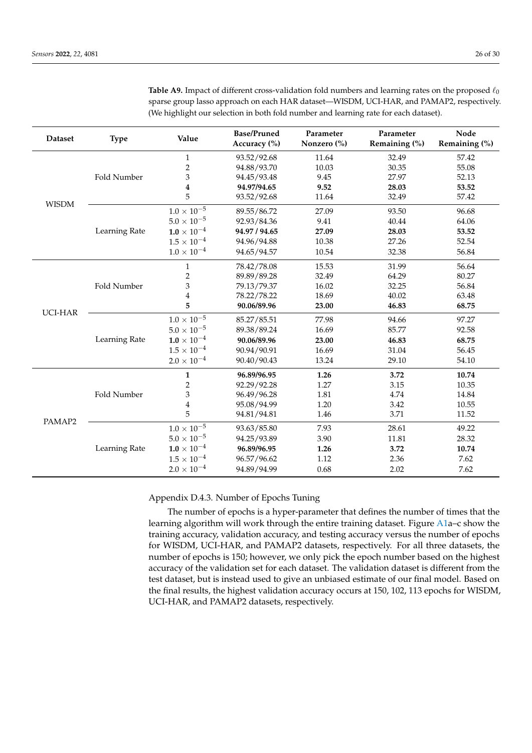**Table A9.** Impact of different cross-validation fold numbers and learning rates on the proposed $\ell_0$ sparse group lasso approach on each HAR dataset—WISDM, UCI-HAR, and PAMAP2, respectively. (We highlight our selection in both fold number and learning rate for each dataset).

| Dataset | Type | Value | Base/Pruned Accuracy (%) | Parameter Nonzero (%) | Parameter Remaining (%) | Node Remaining (%) |
|---|---|---|---|---|---|---|
| WISDM | Fold Number | 1 | 93.52/92.68 | 11.64 | 32.49 | 57.42 |
| | | 2 | 94.88/93.70 | 10.03 | 30.35 | 55.08 |
| | | 3 | 94.45/93.48 | 9.45 | 27.97 | 52.13 |
| | | **4** | **94.97/94.65** | **9.52** | **28.03** | **53.52** |
| | | 5 | 93.52/92.68 | 11.64 | 32.49 | 57.42 |
| | Learning Rate | $1.0 \times 10^{-5}$ | 89.55/86.72 | 27.09 | 93.50 | 96.68 |
| | | $5.0 \times 10^{-5}$ | 92.93/84.36 | 9.41 | 40.44 | 64.06 |
| | | $\mathbf{1.0 \times 10^{-4}}$ | **94.97 / 94.65** | **27.09** | **28.03** | **53.52** |
| | | $1.5 \times 10^{-4}$ | 94.96/94.88 | 10.38 | 27.26 | 52.54 |
| | | $1.0 \times 10^{-4}$ | 94.65/94.57 | 10.54 | 32.38 | 56.84 |
| UCI-HAR | Fold Number | 1 | 78.42/78.08 | 15.53 | 31.99 | 56.64 |
| | | 2 | 89.89/89.28 | 32.49 | 64.29 | 80.27 |
| | | 3 | 79.13/79.37 | 16.02 | 32.25 | 56.84 |
| | | 4 | 78.22/78.22 | 18.69 | 40.02 | 63.48 |
| | | **5** | **90.06/89.96** | **23.00** | **46.83** | **68.75** |
| | Learning Rate | $1.0 \times 10^{-5}$ | 85.27/85.51 | 77.98 | 94.66 | 97.27 |
| | | $5.0 \times 10^{-5}$ | 89.38/89.24 | 16.69 | 85.77 | 92.58 |
| | | $\mathbf{1.0 \times 10^{-4}}$ | **90.06/89.96** | **23.00** | **46.83** | **68.75** |
| | | $1.5 \times 10^{-4}$ | 90.94/90.91 | 16.69 | 31.04 | 56.45 |
| | | $2.0 \times 10^{-4}$ | 90.40/90.43 | 13.24 | 29.10 | 54.10 |
| PAMAP2 | Fold Number | **1** | **96.89/96.95** | **1.26** | **3.72** | **10.74** |
| | | 2 | 92.29/92.28 | 1.27 | 3.15 | 10.35 |
| | | 3 | 96.49/96.28 | 1.81 | 4.74 | 14.84 |
| | | 4 | 95.08/94.99 | 1.20 | 3.42 | 10.55 |
| | | 5 | 94.81/94.81 | 1.46 | 3.71 | 11.52 |
| | Learning Rate | $1.0 \times 10^{-5}$ | 93.63/85.80 | 7.93 | 28.61 | 49.22 |
| | | $5.0 \times 10^{-5}$ | 94.25/93.89 | 3.90 | 11.81 | 28.32 |
| | | $\mathbf{1.0 \times 10^{-4}}$ | **96.89/96.95** | **1.26** | **3.72** | **10.74** |
| | | $1.5 \times 10^{-4}$ | 96.57/96.62 | 1.12 | 2.36 | 7.62 |
| | | $2.0 \times 10^{-4}$ | 94.89/94.99 | 0.68 | 2.02 | 7.62 |

#### Appendix D.4.3. Number of Epochs Tuning

The number of epochs is a hyper-parameter that defines the number of times that the learning algorithm will work through the entire training dataset. Figure A1a–c show the training accuracy, validation accuracy, and testing accuracy versus the number of epochs for WISDM, UCI-HAR, and PAMAP2 datasets, respectively. For all three datasets, the number of epochs is 150; however, we only pick the epoch number based on the highest accuracy of the validation set for each dataset. The validation dataset is different from the test dataset, but is instead used to give an unbiased estimate of our final model. Based on the final results, the highest validation accuracy occurs at 150, 102, 113 epochs for WISDM, UCI-HAR, and PAMAP2 datasets, respectively.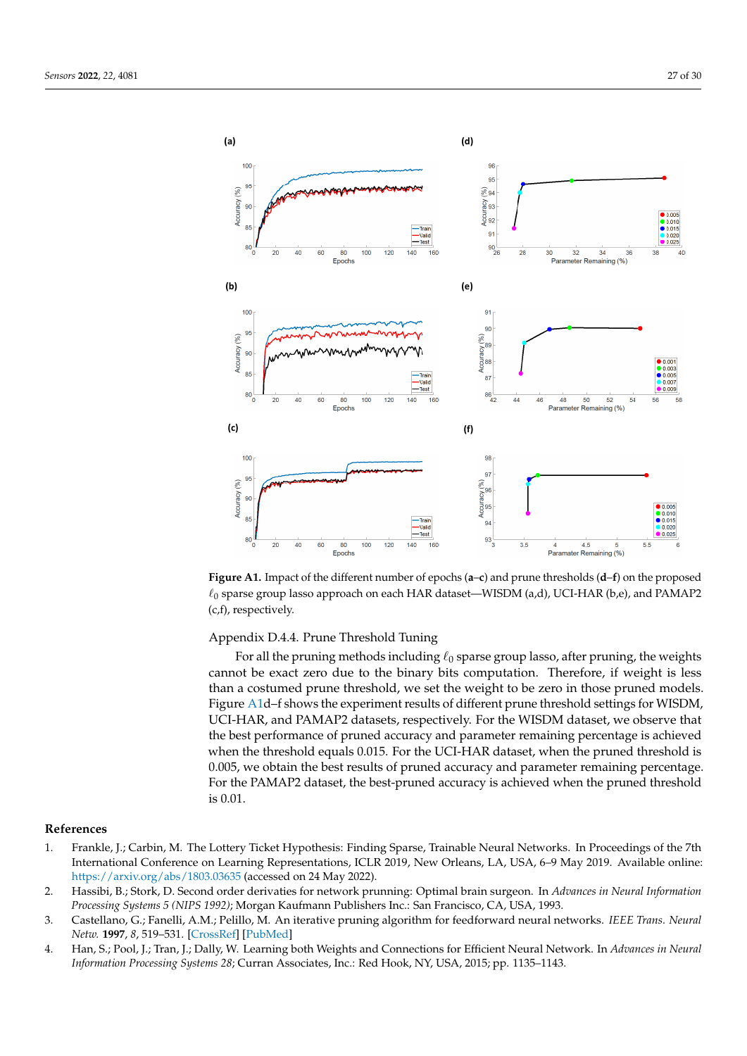**Figure A1.** Impact of the different number of epochs (**a**–**c**) and prune thresholds (**d**–**f**) on the proposed $\ell_0$ sparse group lasso approach on each HAR dataset—WISDM (a,d), UCI-HAR (b,e), and PAMAP2 (c,f), respectively.

Appendix D.4.4. Prune Threshold Tuning

For all the pruning methods including $\ell_0$ sparse group lasso, after pruning, the weights cannot be exact zero due to the binary bits computation. Therefore, if weight is less than a costumed prune threshold, we set the weight to be zero in those pruned models. Figure A1d–f shows the experiment results of different prune threshold settings for WISDM, UCI-HAR, and PAMAP2 datasets, respectively. For the WISDM dataset, we observe that the best performance of pruned accuracy and parameter remaining percentage is achieved when the threshold equals 0.015. For the UCI-HAR dataset, when the pruned threshold is 0.005, we obtain the best results of pruned accuracy and parameter remaining percentage. For the PAMAP2 dataset, the best-pruned accuracy is achieved when the pruned threshold is 0.01.

## References

1. Frankle, J.; Carbin, M. The Lottery Ticket Hypothesis: Finding Sparse, Trainable Neural Networks. In Proceedings of the 7th International Conference on Learning Representations, ICLR 2019, New Orleans, LA, USA, 6–9 May 2019. Available online: https://arxiv.org/abs/1803.03635 (accessed on 24 May 2022).
2. Hassibi, B.; Stork, D. Second order derivaties for network prunning: Optimal brain surgeon. In *Advances in Neural Information Processing Systems 5 (NIPS 1992)*; Morgan Kaufmann Publishers Inc.: San Francisco, CA, USA, 1993.
3. Castellano, G.; Fanelli, A.M.; Pelillo, M. An iterative pruning algorithm for feedforward neural networks. *IEEE Trans. Neural Netw.* **1997**, *8*, 519–531. [CrossRef] [PubMed]
4. Han, S.; Pool, J.; Tran, J.; Dally, W. Learning both Weights and Connections for Efficient Neural Network. In *Advances in Neural Information Processing Systems 28*; Curran Associates, Inc.: Red Hook, NY, USA, 2015; pp. 1135–1143.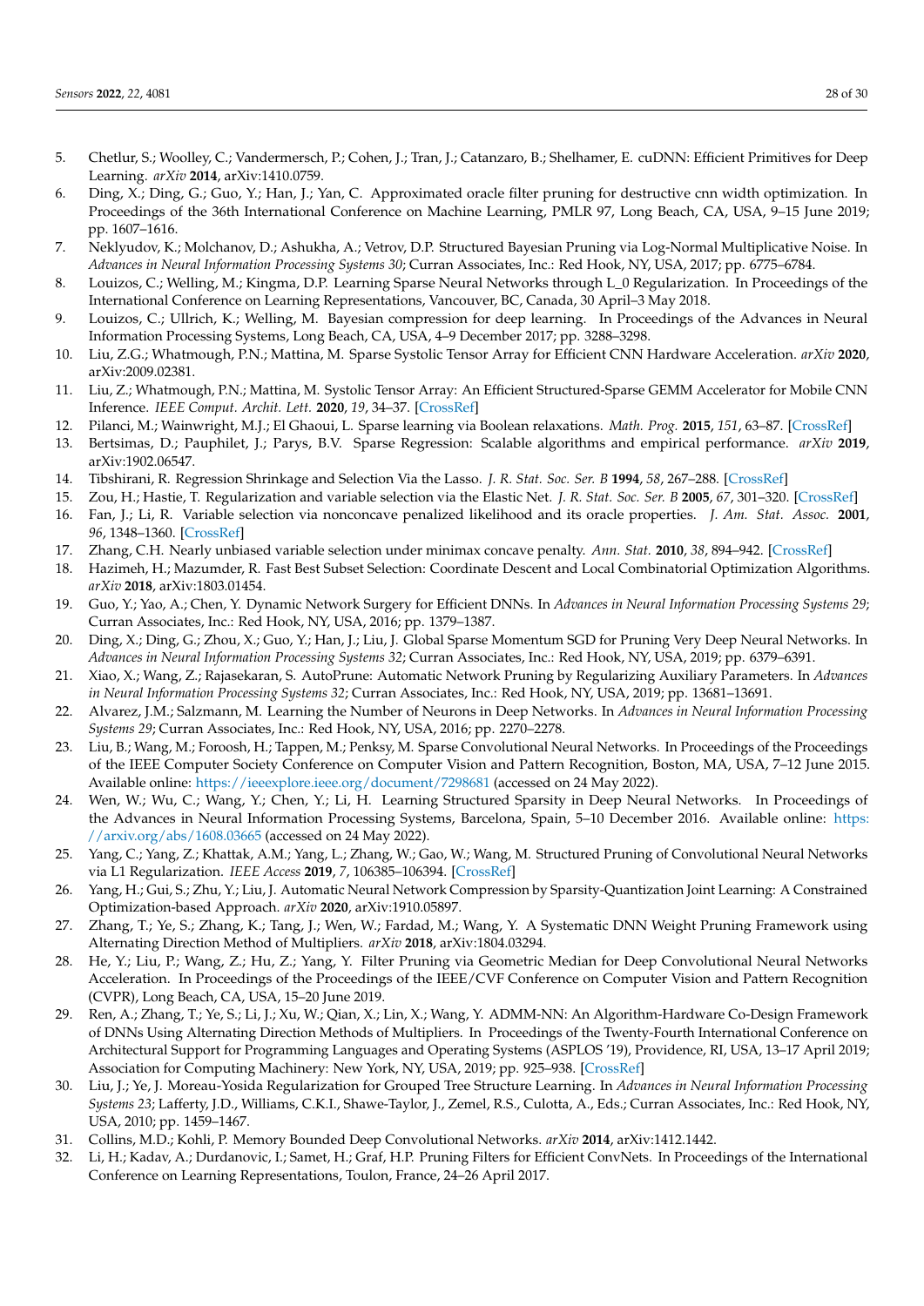5. Chetlur, S.; Woolley, C.; Vandermersch, P.; Cohen, J.; Tran, J.; Catanzaro, B.; Shelhamer, E. cuDNN: Efficient Primitives for Deep Learning. *arXiv* **2014**, arXiv:1410.0759.
6. Ding, X.; Ding, G.; Guo, Y.; Han, J.; Yan, C. Approximated oracle filter pruning for destructive cnn width optimization. In Proceedings of the 36th International Conference on Machine Learning, PMLR 97, Long Beach, CA, USA, 9–15 June 2019; pp. 1607–1616.
7. Neklyudov, K.; Molchanov, D.; Ashukha, A.; Vetrov, D.P. Structured Bayesian Pruning via Log-Normal Multiplicative Noise. In *Advances in Neural Information Processing Systems 30*; Curran Associates, Inc.: Red Hook, NY, USA, 2017; pp. 6775–6784.
8. Louizos, C.; Welling, M.; Kingma, D.P. Learning Sparse Neural Networks through L_0 Regularization. In Proceedings of the International Conference on Learning Representations, Vancouver, BC, Canada, 30 April–3 May 2018.
9. Louizos, C.; Ullrich, K.; Welling, M. Bayesian compression for deep learning. In Proceedings of the Advances in Neural Information Processing Systems, Long Beach, CA, USA, 4–9 December 2017; pp. 3288–3298.
10. Liu, Z.G.; Whatmough, P.N.; Mattina, M. Sparse Systolic Tensor Array for Efficient CNN Hardware Acceleration. *arXiv* **2020**, arXiv:2009.02381.
11. Liu, Z.; Whatmough, P.N.; Mattina, M. Systolic Tensor Array: An Efficient Structured-Sparse GEMM Accelerator for Mobile CNN Inference. *IEEE Comput. Archit. Lett.* **2020**, *19*, 34–37. [CrossRef]
12. Pilanci, M.; Wainwright, M.J.; El Ghaoui, L. Sparse learning via Boolean relaxations. *Math. Prog.* **2015**, *151*, 63–87. [CrossRef]
13. Bertsimas, D.; Pauphilet, J.; Parys, B.V. Sparse Regression: Scalable algorithms and empirical performance. *arXiv* **2019**, arXiv:1902.06547.
14. Tibshirani, R. Regression Shrinkage and Selection Via the Lasso. *J. R. Stat. Soc. Ser. B* **1994**, *58*, 267–288. [CrossRef]
15. Zou, H.; Hastie, T. Regularization and variable selection via the Elastic Net. *J. R. Stat. Soc. Ser. B* **2005**, *67*, 301–320. [CrossRef]
16. Fan, J.; Li, R. Variable selection via nonconcave penalized likelihood and its oracle properties. *J. Am. Stat. Assoc.* **2001**, *96*, 1348–1360. [CrossRef]
17. Zhang, C.H. Nearly unbiased variable selection under minimax concave penalty. *Ann. Stat.* **2010**, *38*, 894–942. [CrossRef]
18. Hazimeh, H.; Mazumder, R. Fast Best Subset Selection: Coordinate Descent and Local Combinatorial Optimization Algorithms. *arXiv* **2018**, arXiv:1803.01454.
19. Guo, Y.; Yao, A.; Chen, Y. Dynamic Network Surgery for Efficient DNNs. In *Advances in Neural Information Processing Systems 29*; Curran Associates, Inc.: Red Hook, NY, USA, 2016; pp. 1379–1387.
20. Ding, X.; Ding, G.; Zhou, X.; Guo, Y.; Han, J.; Liu, J. Global Sparse Momentum SGD for Pruning Very Deep Neural Networks. In *Advances in Neural Information Processing Systems 32*; Curran Associates, Inc.: Red Hook, NY, USA, 2019; pp. 6379–6391.
21. Xiao, X.; Wang, Z.; Rajasekaran, S. AutoPrune: Automatic Network Pruning by Regularizing Auxiliary Parameters. In *Advances in Neural Information Processing Systems 32*; Curran Associates, Inc.: Red Hook, NY, USA, 2019; pp. 13681–13691.
22. Alvarez, J.M.; Salzmann, M. Learning the Number of Neurons in Deep Networks. In *Advances in Neural Information Processing Systems 29*; Curran Associates, Inc.: Red Hook, NY, USA, 2016; pp. 2270–2278.
23. Liu, B.; Wang, M.; Foroosh, H.; Tappen, M.; Penksy, M. Sparse Convolutional Neural Networks. In Proceedings of the Proceedings of the IEEE Computer Society Conference on Computer Vision and Pattern Recognition, Boston, MA, USA, 7–12 June 2015. Available online: https://ieeexplore.ieee.org/document/7298681 (accessed on 24 May 2022).
24. Wen, W.; Wu, C.; Wang, Y.; Chen, Y.; Li, H. Learning Structured Sparsity in Deep Neural Networks. In Proceedings of the Advances in Neural Information Processing Systems, Barcelona, Spain, 5–10 December 2016. Available online: https://arxiv.org/abs/1608.03665 (accessed on 24 May 2022).
25. Yang, C.; Yang, Z.; Khattak, A.M.; Yang, L.; Zhang, W.; Gao, W.; Wang, M. Structured Pruning of Convolutional Neural Networks via L1 Regularization. *IEEE Access* **2019**, *7*, 106385–106394. [CrossRef]
26. Yang, H.; Gui, S.; Zhu, Y.; Liu, J. Automatic Neural Network Compression by Sparsity-Quantization Joint Learning: A Constrained Optimization-based Approach. *arXiv* **2020**, arXiv:1910.05897.
27. Zhang, T.; Ye, S.; Zhang, K.; Tang, J.; Wen, W.; Fardad, M.; Wang, Y. A Systematic DNN Weight Pruning Framework using Alternating Direction Method of Multipliers. *arXiv* **2018**, arXiv:1804.03294.
28. He, Y.; Liu, P.; Wang, Z.; Hu, Z.; Yang, Y. Filter Pruning via Geometric Median for Deep Convolutional Neural Networks Acceleration. In Proceedings of the Proceedings of the IEEE/CVF Conference on Computer Vision and Pattern Recognition (CVPR), Long Beach, CA, USA, 15–20 June 2019.
29. Ren, A.; Zhang, T.; Ye, S.; Li, J.; Xu, W.; Qian, X.; Lin, X.; Wang, Y. ADMM-NN: An Algorithm-Hardware Co-Design Framework of DNNs Using Alternating Direction Methods of Multipliers. In Proceedings of the Twenty-Fourth International Conference on Architectural Support for Programming Languages and Operating Systems (ASPLOS '19), Providence, RI, USA, 13–17 April 2019; Association for Computing Machinery: New York, NY, USA, 2019; pp. 925–938. [CrossRef]
30. Liu, J.; Ye, J. Moreau-Yosida Regularization for Grouped Tree Structure Learning. In *Advances in Neural Information Processing Systems 23*; Lafferty, J.D., Williams, C.K.I., Shawe-Taylor, J., Zemel, R.S., Culotta, A., Eds.; Curran Associates, Inc.: Red Hook, NY, USA, 2010; pp. 1459–1467.
31. Collins, M.D.; Kohli, P. Memory Bounded Deep Convolutional Networks. *arXiv* **2014**, arXiv:1412.1442.
32. Li, H.; Kadav, A.; Durdanovic, I.; Samet, H.; Graf, H.P. Pruning Filters for Efficient ConvNets. In Proceedings of the International Conference on Learning Representations, Toulon, France, 24–26 April 2017.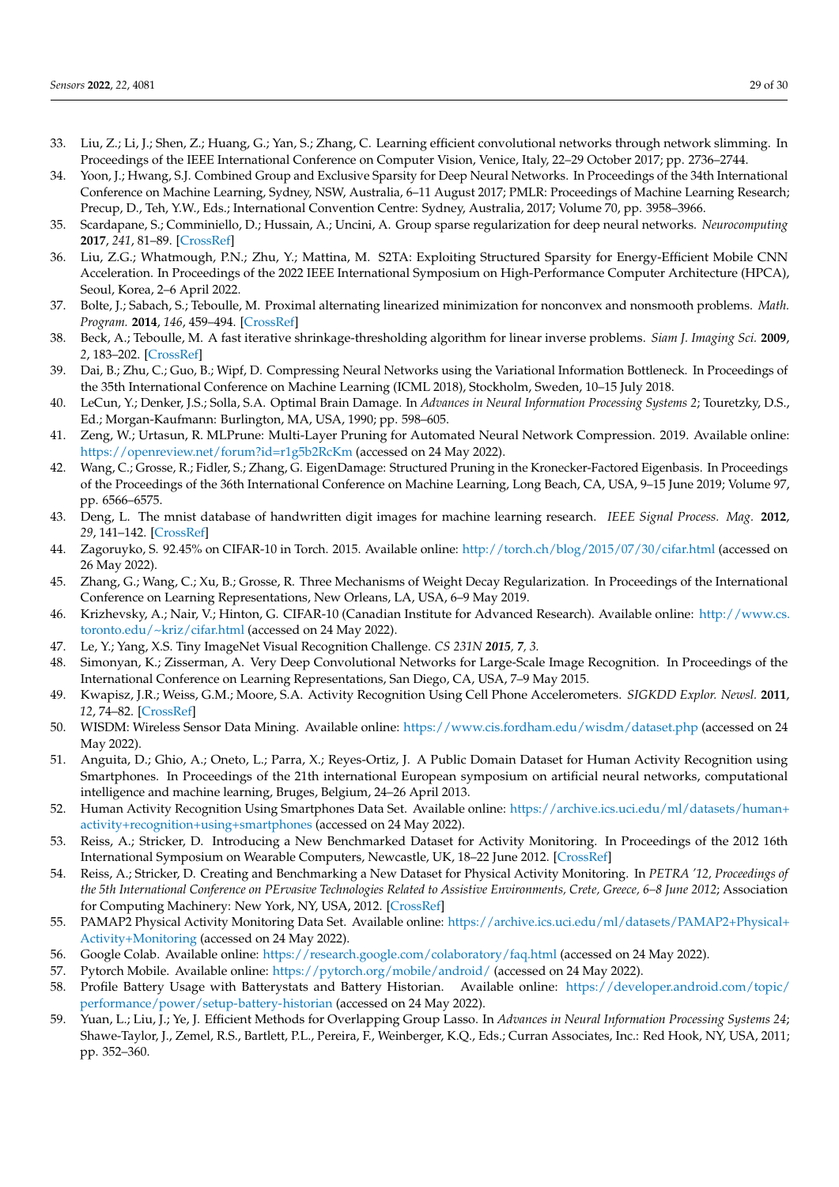33. Liu, Z.; Li, J.; Shen, Z.; Huang, G.; Yan, S.; Zhang, C. Learning efficient convolutional networks through network slimming. In Proceedings of the IEEE International Conference on Computer Vision, Venice, Italy, 22–29 October 2017; pp. 2736–2744.
34. Yoon, J.; Hwang, S.J. Combined Group and Exclusive Sparsity for Deep Neural Networks. In Proceedings of the 34th International Conference on Machine Learning, Sydney, NSW, Australia, 6–11 August 2017; PMLR: Proceedings of Machine Learning Research; Precup, D., Teh, Y.W., Eds.; International Convention Centre: Sydney, Australia, 2017; Volume 70, pp. 3958–3966.
35. Scardapane, S.; Comminiello, D.; Hussain, A.; Uncini, A. Group sparse regularization for deep neural networks. *Neurocomputing* **2017**, *241*, 81–89. [CrossRef]
36. Liu, Z.G.; Whatmough, P.N.; Zhu, Y.; Mattina, M. S2TA: Exploiting Structured Sparsity for Energy-Efficient Mobile CNN Acceleration. In Proceedings of the 2022 IEEE International Symposium on High-Performance Computer Architecture (HPCA), Seoul, Korea, 2–6 April 2022.
37. Bolte, J.; Sabach, S.; Teboulle, M. Proximal alternating linearized minimization for nonconvex and nonsmooth problems. *Math. Program.* **2014**, *146*, 459–494. [CrossRef]
38. Beck, A.; Teboulle, M. A fast iterative shrinkage-thresholding algorithm for linear inverse problems. *Siam J. Imaging Sci.* **2009**, *2*, 183–202. [CrossRef]
39. Dai, B.; Zhu, C.; Guo, B.; Wipf, D. Compressing Neural Networks using the Variational Information Bottleneck. In Proceedings of the 35th International Conference on Machine Learning (ICML 2018), Stockholm, Sweden, 10–15 July 2018.
40. LeCun, Y.; Denker, J.S.; Solla, S.A. Optimal Brain Damage. In *Advances in Neural Information Processing Systems 2*; Touretzky, D.S., Ed.; Morgan-Kaufmann: Burlington, MA, USA, 1990; pp. 598–605.
41. Zeng, W.; Urtasun, R. MLPrune: Multi-Layer Pruning for Automated Neural Network Compression. 2019. Available online: https://openreview.net/forum?id=r1g5b2RcKm (accessed on 24 May 2022).
42. Wang, C.; Grosse, R.; Fidler, S.; Zhang, G. EigenDamage: Structured Pruning in the Kronecker-Factored Eigenbasis. In Proceedings of the Proceedings of the 36th International Conference on Machine Learning, Long Beach, CA, USA, 9–15 June 2019; Volume 97, pp. 6566–6575.
43. Deng, L. The mnist database of handwritten digit images for machine learning research. *IEEE Signal Process. Mag.* **2012**, *29*, 141–142. [CrossRef]
44. Zagoruyko, S. 92.45% on CIFAR-10 in Torch. 2015. Available online: http://torch.ch/blog/2015/07/30/cifar.html (accessed on 26 May 2022).
45. Zhang, G.; Wang, C.; Xu, B.; Grosse, R. Three Mechanisms of Weight Decay Regularization. In Proceedings of the International Conference on Learning Representations, New Orleans, LA, USA, 6–9 May 2019.
46. Krizhevsky, A.; Nair, V.; Hinton, G. CIFAR-10 (Canadian Institute for Advanced Research). Available online: http://www.cs.toronto.edu/~kriz/cifar.html (accessed on 24 May 2022).
47. Le, Y.; Yang, X.S. Tiny ImageNet Visual Recognition Challenge. *CS 231N* ***2015***, *7*, *3*.
48. Simonyan, K.; Zisserman, A. Very Deep Convolutional Networks for Large-Scale Image Recognition. In Proceedings of the International Conference on Learning Representations, San Diego, CA, USA, 7–9 May 2015.
49. Kwapisz, J.R.; Weiss, G.M.; Moore, S.A. Activity Recognition Using Cell Phone Accelerometers. *SIGKDD Explor. Newsl.* **2011**, *12*, 74–82. [CrossRef]
50. WISDM: Wireless Sensor Data Mining. Available online: https://www.cis.fordham.edu/wisdm/dataset.php (accessed on 24 May 2022).
51. Anguita, D.; Ghio, A.; Oneto, L.; Parra, X.; Reyes-Ortiz, J. A Public Domain Dataset for Human Activity Recognition using Smartphones. In Proceedings of the 21th international European symposium on artificial neural networks, computational intelligence and machine learning, Bruges, Belgium, 24–26 April 2013.
52. Human Activity Recognition Using Smartphones Data Set. Available online: https://archive.ics.uci.edu/ml/datasets/human+activity+recognition+using+smartphones (accessed on 24 May 2022).
53. Reiss, A.; Stricker, D. Introducing a New Benchmarked Dataset for Activity Monitoring. In Proceedings of the 2012 16th International Symposium on Wearable Computers, Newcastle, UK, 18–22 June 2012. [CrossRef]
54. Reiss, A.; Stricker, D. Creating and Benchmarking a New Dataset for Physical Activity Monitoring. In *PETRA '12, Proceedings of the 5th International Conference on PErvasive Technologies Related to Assistive Environments, Crete, Greece, 6–8 June 2012*; Association for Computing Machinery: New York, NY, USA, 2012. [CrossRef]
55. PAMAP2 Physical Activity Monitoring Data Set. Available online: https://archive.ics.uci.edu/ml/datasets/PAMAP2+Physical+Activity+Monitoring (accessed on 24 May 2022).
56. Google Colab. Available online: https://research.google.com/colaboratory/faq.html (accessed on 24 May 2022).
57. Pytorch Mobile. Available online: https://pytorch.org/mobile/android/ (accessed on 24 May 2022).
58. Profile Battery Usage with Batterystats and Battery Historian. Available online: https://developer.android.com/topic/performance/power/setup-battery-historian (accessed on 24 May 2022).
59. Yuan, L.; Liu, J.; Ye, J. Efficient Methods for Overlapping Group Lasso. In *Advances in Neural Information Processing Systems 24*; Shawe-Taylor, J., Zemel, R.S., Bartlett, P.L., Pereira, F., Weinberger, K.Q., Eds.; Curran Associates, Inc.: Red Hook, NY, USA, 2011; pp. 352–360.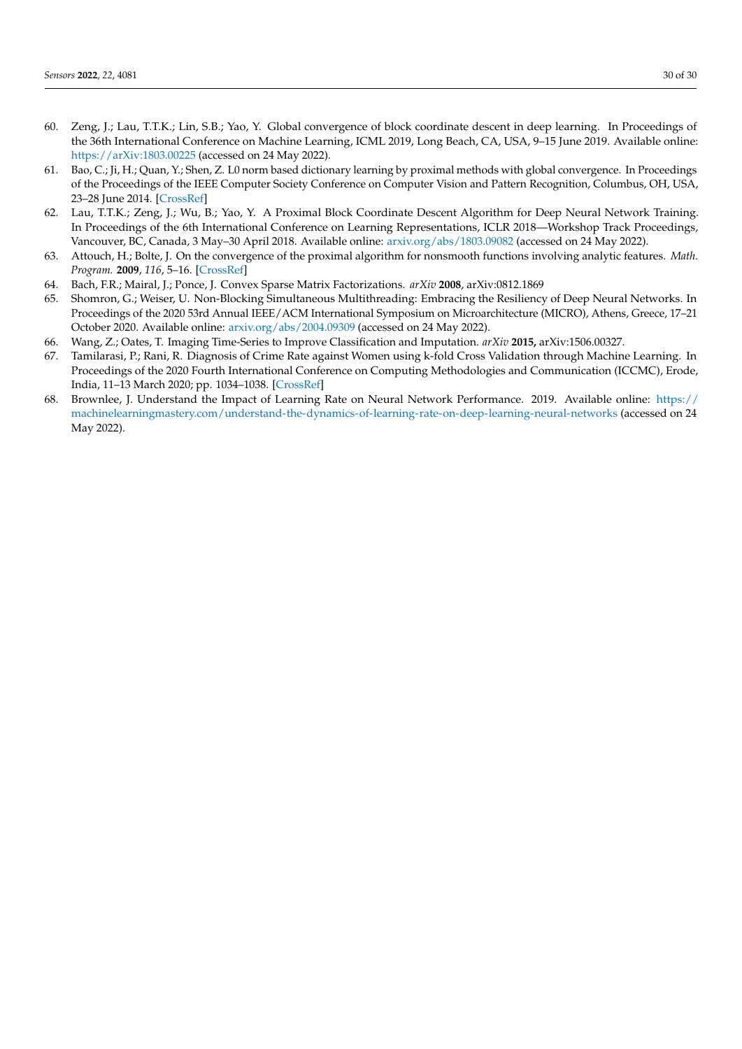60. Zeng, J.; Lau, T.T.K.; Lin, S.B.; Yao, Y. Global convergence of block coordinate descent in deep learning. In Proceedings of the 36th International Conference on Machine Learning, ICML 2019, Long Beach, CA, USA, 9–15 June 2019. Available online: https://arXiv:1803.00225 (accessed on 24 May 2022).
61. Bao, C.; Ji, H.; Quan, Y.; Shen, Z. L0 norm based dictionary learning by proximal methods with global convergence. In Proceedings of the Proceedings of the IEEE Computer Society Conference on Computer Vision and Pattern Recognition, Columbus, OH, USA, 23–28 June 2014. [CrossRef]
62. Lau, T.T.K.; Zeng, J.; Wu, B.; Yao, Y. A Proximal Block Coordinate Descent Algorithm for Deep Neural Network Training. In Proceedings of the 6th International Conference on Learning Representations, ICLR 2018—Workshop Track Proceedings, Vancouver, BC, Canada, 3 May–30 April 2018. Available online: arxiv.org/abs/1803.09082 (accessed on 24 May 2022).
63. Attouch, H.; Bolte, J. On the convergence of the proximal algorithm for nonsmooth functions involving analytic features. *Math. Program.* **2009**, *116*, 5–16. [CrossRef]
64. Bach, F.R.; Mairal, J.; Ponce, J. Convex Sparse Matrix Factorizations. *arXiv* **2008**, arXiv:0812.1869
65. Shomron, G.; Weiser, U. Non-Blocking Simultaneous Multithreading: Embracing the Resiliency of Deep Neural Networks. In Proceedings of the 2020 53rd Annual IEEE/ACM International Symposium on Microarchitecture (MICRO), Athens, Greece, 17–21 October 2020. Available online: arxiv.org/abs/2004.09309 (accessed on 24 May 2022).
66. Wang, Z.; Oates, T. Imaging Time-Series to Improve Classification and Imputation. *arXiv* **2015,** arXiv:1506.00327.
67. Tamilarasi, P.; Rani, R. Diagnosis of Crime Rate against Women using k-fold Cross Validation through Machine Learning. In Proceedings of the 2020 Fourth International Conference on Computing Methodologies and Communication (ICCMC), Erode, India, 11–13 March 2020; pp. 1034–1038. [CrossRef]
68. Brownlee, J. Understand the Impact of Learning Rate on Neural Network Performance. 2019. Available online: https://machinelearningmastery.com/understand-the-dynamics-of-learning-rate-on-deep-learning-neural-networks (accessed on 24 May 2022).